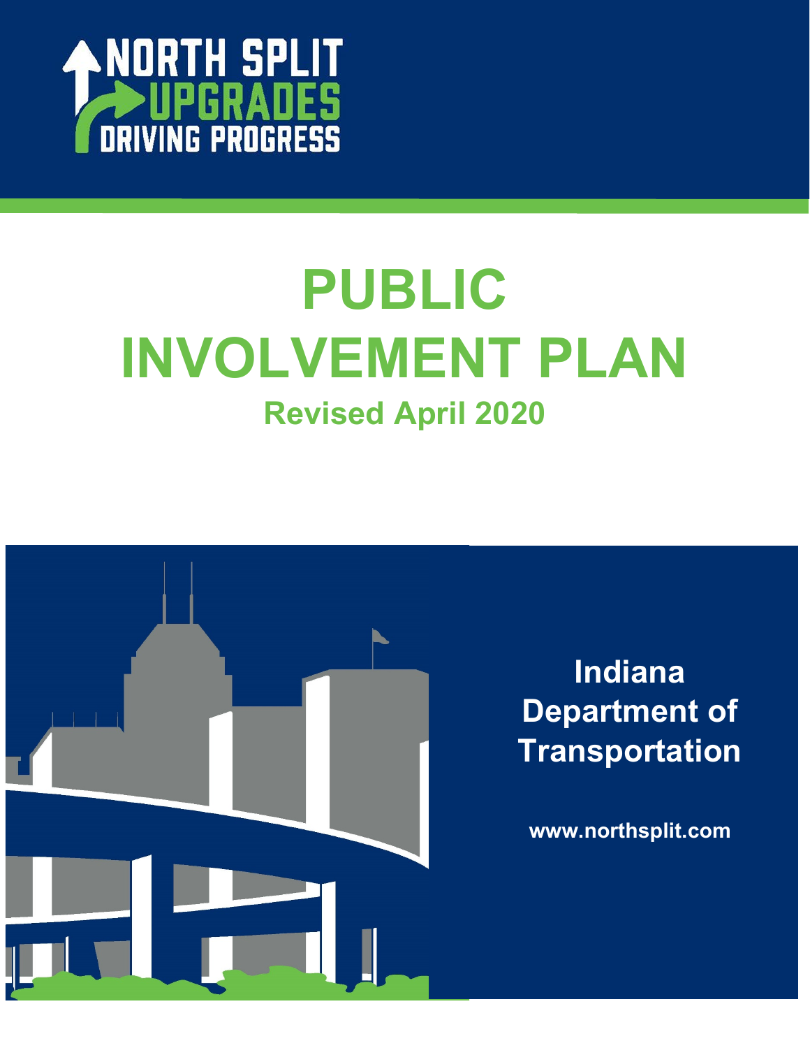NORTH SPLIT UPGRADES DRIVING PROGRESS

# PUBLIC INVOLVEMENT PLAN

## Revised April 2020

**Indiana Department of Transportation**

**www.northsplit.com**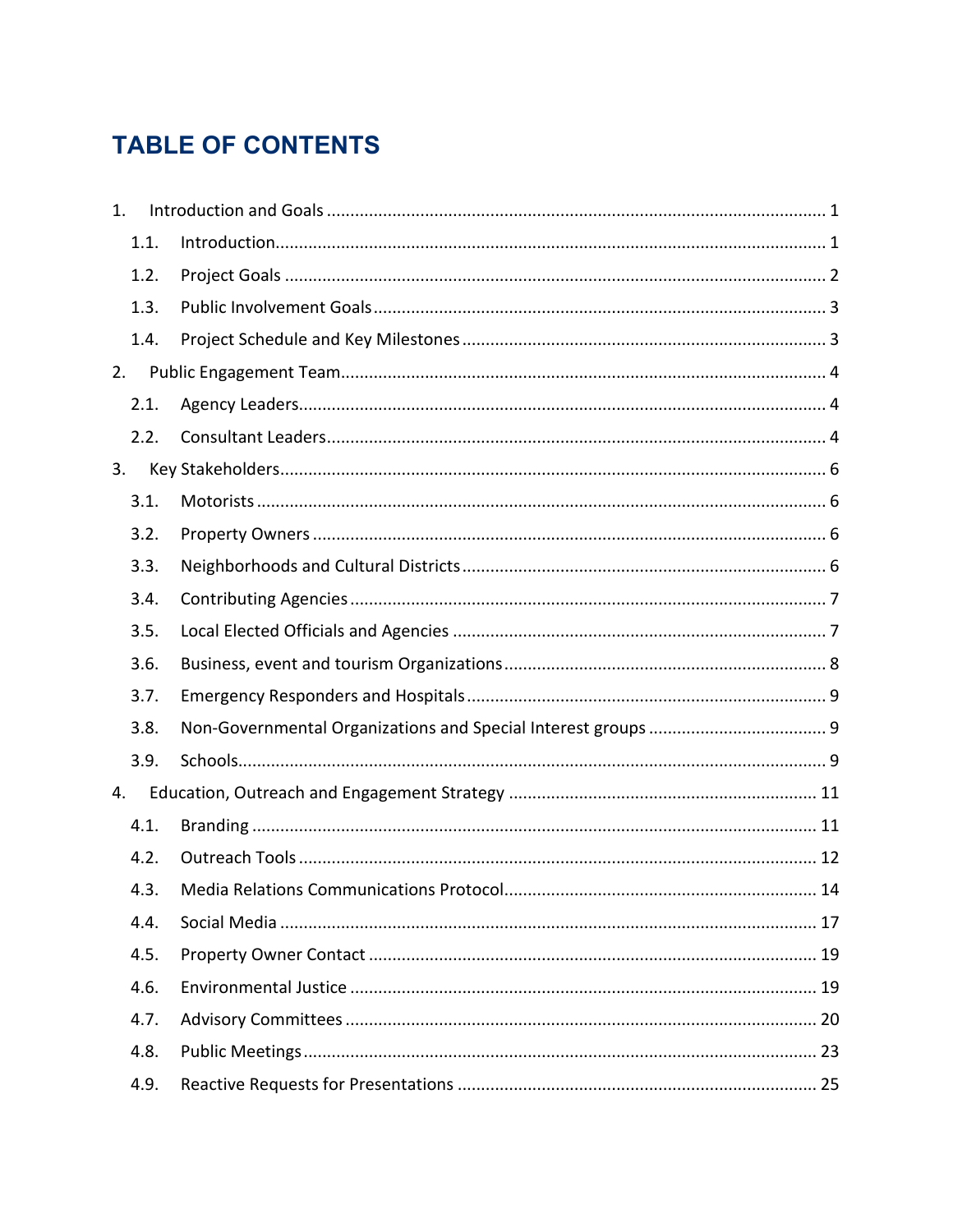# TABLE OF CONTENTS

1. Introduction and Goals ........................................................................................................ 1
    - 1.1. Introduction.................................................................................................................. 1
    - 1.2. Project Goals ................................................................................................................ 2
    - 1.3. Public Involvement Goals............................................................................................. 3
    - 1.4. Project Schedule and Key Milestones .......................................................................... 3
2. Public Engagement Team..................................................................................................... 4
    - 2.1. Agency Leaders............................................................................................................. 4
    - 2.2. Consultant Leaders....................................................................................................... 4
3. Key Stakeholders.................................................................................................................. 6
    - 3.1. Motorists ...................................................................................................................... 6
    - 3.2. Property Owners .......................................................................................................... 6
    - 3.3. Neighborhoods and Cultural Districts .......................................................................... 6
    - 3.4. Contributing Agencies .................................................................................................. 7
    - 3.5. Local Elected Officials and Agencies ............................................................................ 7
    - 3.6. Business, event and tourism Organizations ................................................................. 8
    - 3.7. Emergency Responders and Hospitals ......................................................................... 9
    - 3.8. Non-Governmental Organizations and Special Interest groups ................................... 9
    - 3.9. Schools.......................................................................................................................... 9
4. Education, Outreach and Engagement Strategy ................................................................ 11
    - 4.1. Branding ..................................................................................................................... 11
    - 4.2. Outreach Tools ........................................................................................................... 12
    - 4.3. Media Relations Communications Protocol................................................................ 14
    - 4.4. Social Media ............................................................................................................... 17
    - 4.5. Property Owner Contact ............................................................................................ 19
    - 4.6. Environmental Justice ................................................................................................ 19
    - 4.7. Advisory Committees .................................................................................................. 20
    - 4.8. Public Meetings........................................................................................................... 23
    - 4.9. Reactive Requests for Presentations .......................................................................... 25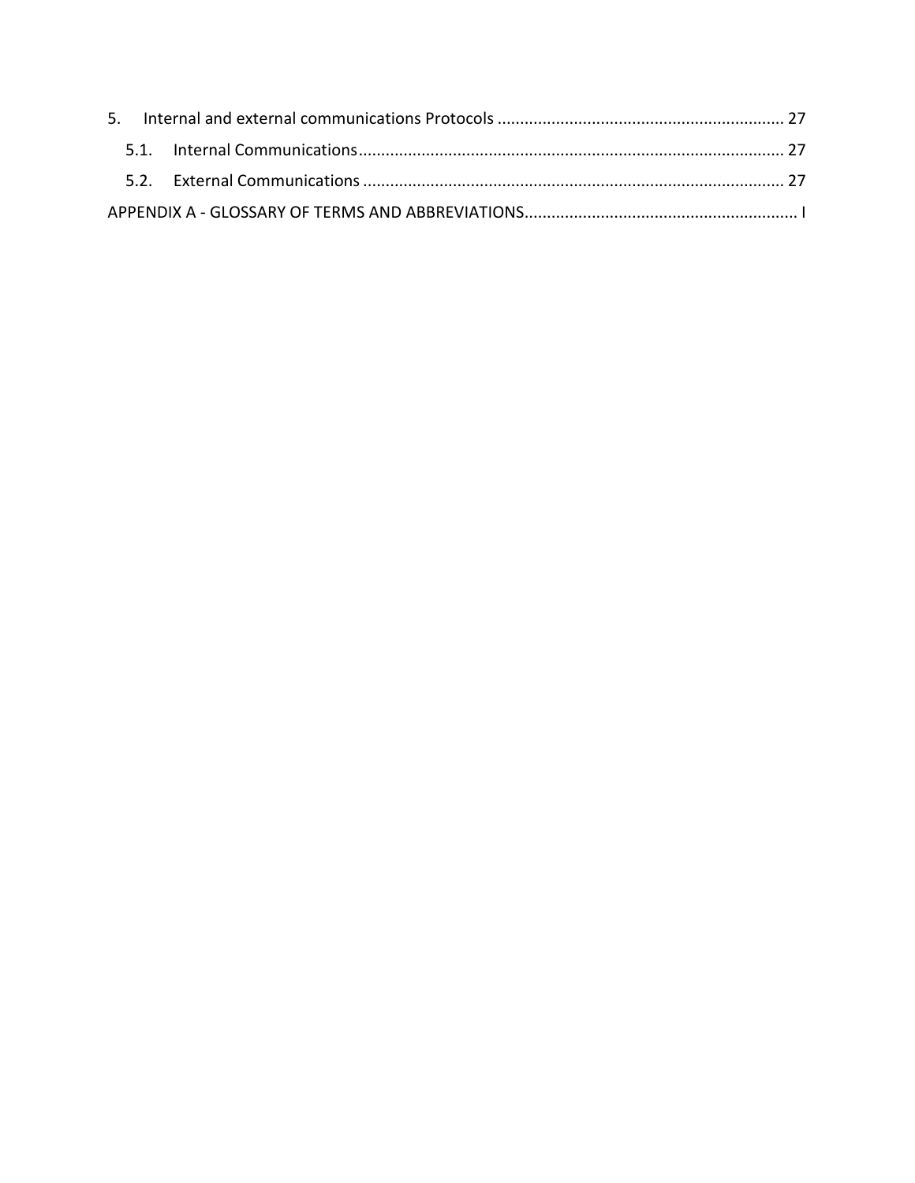5. Internal and external communications Protocols ........................................................ 27
   5.1. Internal Communications .......................................................................................... 27
   5.2. External Communications .......................................................................................... 27

APPENDIX A - GLOSSARY OF TERMS AND ABBREVIATIONS .................................................... I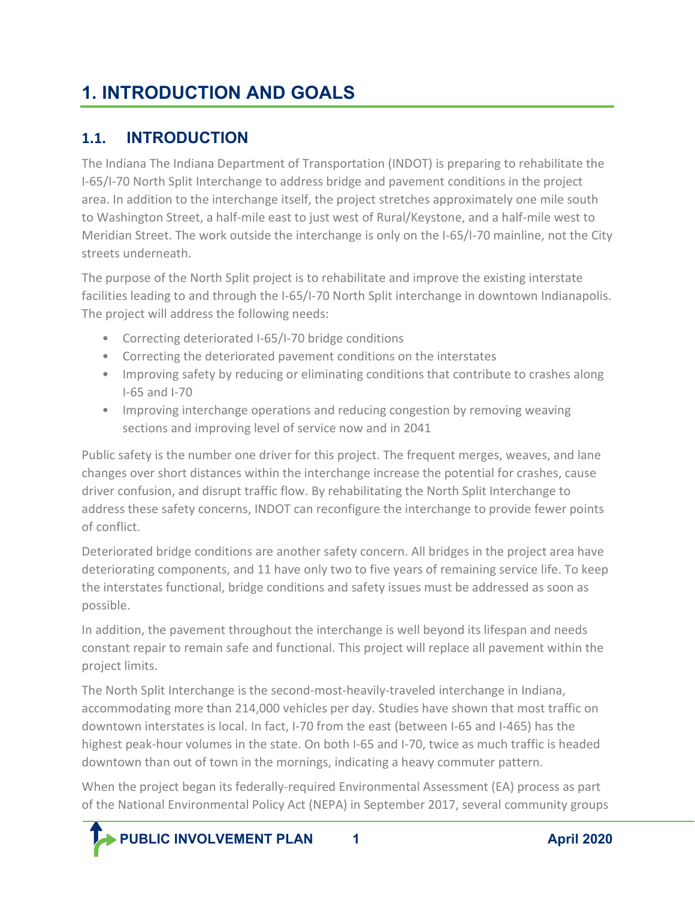# 1. INTRODUCTION AND GOALS

## 1.1. INTRODUCTION

The Indiana The Indiana Department of Transportation (INDOT) is preparing to rehabilitate the I-65/I-70 North Split Interchange to address bridge and pavement conditions in the project area. In addition to the interchange itself, the project stretches approximately one mile south to Washington Street, a half-mile east to just west of Rural/Keystone, and a half-mile west to Meridian Street. The work outside the interchange is only on the I-65/I-70 mainline, not the City streets underneath.

The purpose of the North Split project is to rehabilitate and improve the existing interstate facilities leading to and through the I-65/I-70 North Split interchange in downtown Indianapolis. The project will address the following needs:

- Correcting deteriorated I-65/I-70 bridge conditions
- Correcting the deteriorated pavement conditions on the interstates
- Improving safety by reducing or eliminating conditions that contribute to crashes along I-65 and I-70
- Improving interchange operations and reducing congestion by removing weaving sections and improving level of service now and in 2041

Public safety is the number one driver for this project. The frequent merges, weaves, and lane changes over short distances within the interchange increase the potential for crashes, cause driver confusion, and disrupt traffic flow. By rehabilitating the North Split Interchange to address these safety concerns, INDOT can reconfigure the interchange to provide fewer points of conflict.

Deteriorated bridge conditions are another safety concern. All bridges in the project area have deteriorating components, and 11 have only two to five years of remaining service life. To keep the interstates functional, bridge conditions and safety issues must be addressed as soon as possible.

In addition, the pavement throughout the interchange is well beyond its lifespan and needs constant repair to remain safe and functional. This project will replace all pavement within the project limits.

The North Split Interchange is the second-most-heavily-traveled interchange in Indiana, accommodating more than 214,000 vehicles per day. Studies have shown that most traffic on downtown interstates is local. In fact, I-70 from the east (between I-65 and I-465) has the highest peak-hour volumes in the state. On both I-65 and I-70, twice as much traffic is headed downtown than out of town in the mornings, indicating a heavy commuter pattern.

When the project began its federally-required Environmental Assessment (EA) process as part of the National Environmental Policy Act (NEPA) in September 2017, several community groups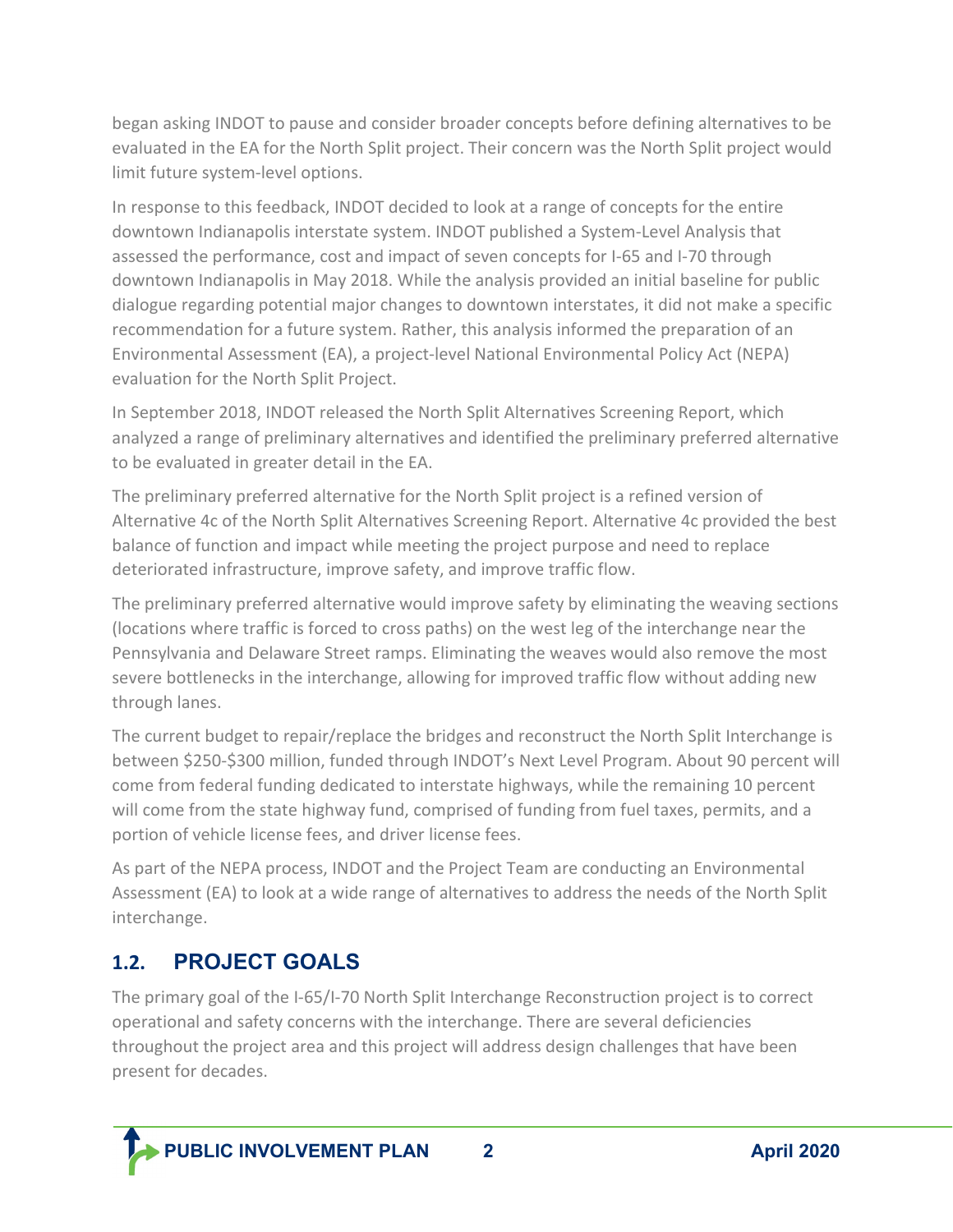began asking INDOT to pause and consider broader concepts before defining alternatives to be evaluated in the EA for the North Split project. Their concern was the North Split project would limit future system-level options.

In response to this feedback, INDOT decided to look at a range of concepts for the entire downtown Indianapolis interstate system. INDOT published a System-Level Analysis that assessed the performance, cost and impact of seven concepts for I-65 and I-70 through downtown Indianapolis in May 2018. While the analysis provided an initial baseline for public dialogue regarding potential major changes to downtown interstates, it did not make a specific recommendation for a future system. Rather, this analysis informed the preparation of an Environmental Assessment (EA), a project-level National Environmental Policy Act (NEPA) evaluation for the North Split Project.

In September 2018, INDOT released the North Split Alternatives Screening Report, which analyzed a range of preliminary alternatives and identified the preliminary preferred alternative to be evaluated in greater detail in the EA.

The preliminary preferred alternative for the North Split project is a refined version of Alternative 4c of the North Split Alternatives Screening Report. Alternative 4c provided the best balance of function and impact while meeting the project purpose and need to replace deteriorated infrastructure, improve safety, and improve traffic flow.

The preliminary preferred alternative would improve safety by eliminating the weaving sections (locations where traffic is forced to cross paths) on the west leg of the interchange near the Pennsylvania and Delaware Street ramps. Eliminating the weaves would also remove the most severe bottlenecks in the interchange, allowing for improved traffic flow without adding new through lanes.

The current budget to repair/replace the bridges and reconstruct the North Split Interchange is between $250-$300 million, funded through INDOT's Next Level Program. About 90 percent will come from federal funding dedicated to interstate highways, while the remaining 10 percent will come from the state highway fund, comprised of funding from fuel taxes, permits, and a portion of vehicle license fees, and driver license fees.

As part of the NEPA process, INDOT and the Project Team are conducting an Environmental Assessment (EA) to look at a wide range of alternatives to address the needs of the North Split interchange.

## 1.2. PROJECT GOALS

The primary goal of the I-65/I-70 North Split Interchange Reconstruction project is to correct operational and safety concerns with the interchange. There are several deficiencies throughout the project area and this project will address design challenges that have been present for decades.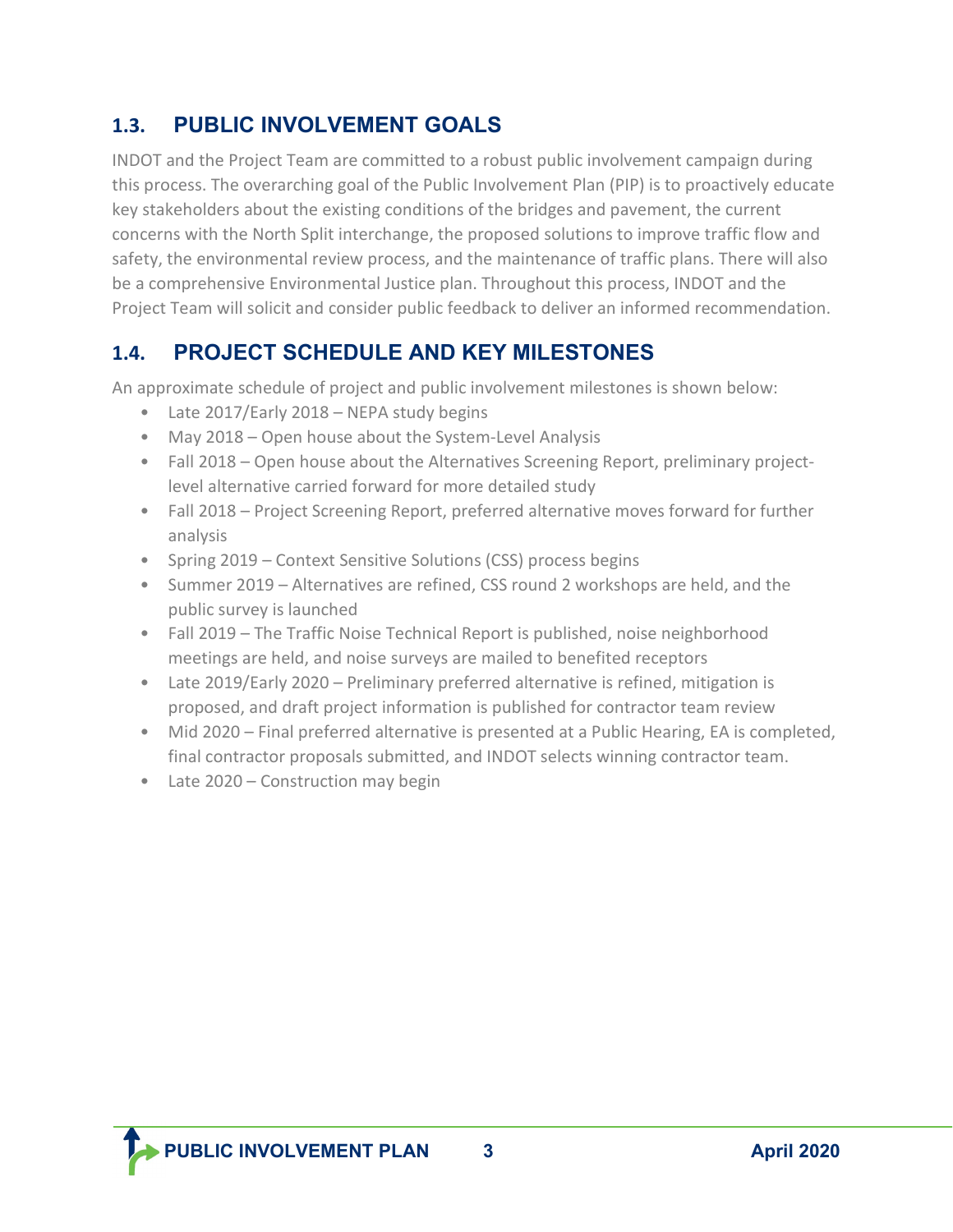## 1.3. PUBLIC INVOLVEMENT GOALS

INDOT and the Project Team are committed to a robust public involvement campaign during this process. The overarching goal of the Public Involvement Plan (PIP) is to proactively educate key stakeholders about the existing conditions of the bridges and pavement, the current concerns with the North Split interchange, the proposed solutions to improve traffic flow and safety, the environmental review process, and the maintenance of traffic plans. There will also be a comprehensive Environmental Justice plan. Throughout this process, INDOT and the Project Team will solicit and consider public feedback to deliver an informed recommendation.

## 1.4. PROJECT SCHEDULE AND KEY MILESTONES

An approximate schedule of project and public involvement milestones is shown below:

- Late 2017/Early 2018 – NEPA study begins
- May 2018 – Open house about the System-Level Analysis
- Fall 2018 – Open house about the Alternatives Screening Report, preliminary project-level alternative carried forward for more detailed study
- Fall 2018 – Project Screening Report, preferred alternative moves forward for further analysis
- Spring 2019 – Context Sensitive Solutions (CSS) process begins
- Summer 2019 – Alternatives are refined, CSS round 2 workshops are held, and the public survey is launched
- Fall 2019 – The Traffic Noise Technical Report is published, noise neighborhood meetings are held, and noise surveys are mailed to benefited receptors
- Late 2019/Early 2020 – Preliminary preferred alternative is refined, mitigation is proposed, and draft project information is published for contractor team review
- Mid 2020 – Final preferred alternative is presented at a Public Hearing, EA is completed, final contractor proposals submitted, and INDOT selects winning contractor team.
- Late 2020 – Construction may begin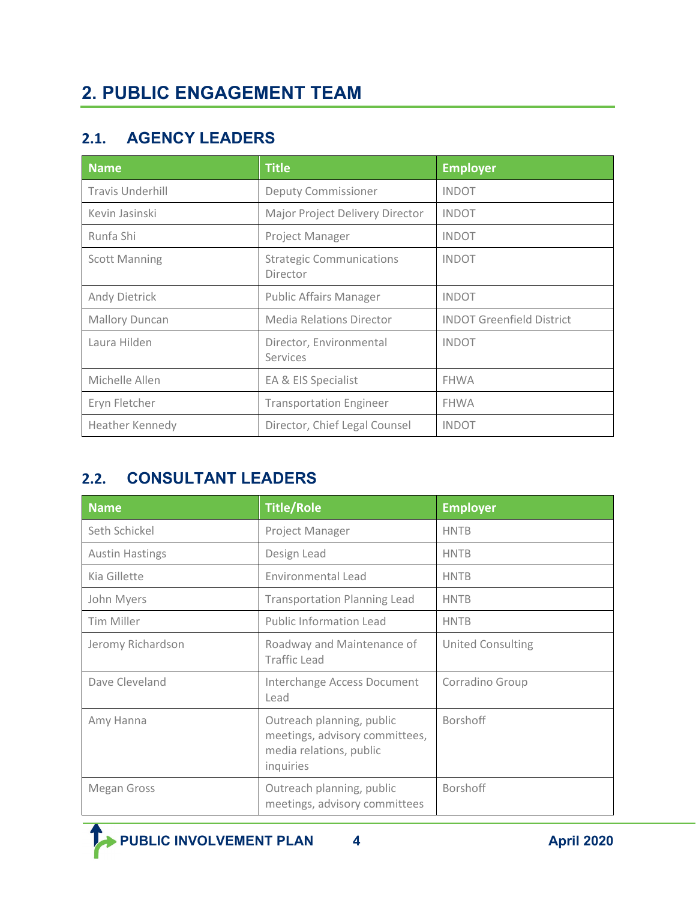# 2. PUBLIC ENGAGEMENT TEAM

## 2.1. AGENCY LEADERS

| Name | Title | Employer |
|---|---|---|
| Travis Underhill | Deputy Commissioner | INDOT |
| Kevin Jasinski | Major Project Delivery Director | INDOT |
| Runfa Shi | Project Manager | INDOT |
| Scott Manning | Strategic Communications Director | INDOT |
| Andy Dietrick | Public Affairs Manager | INDOT |
| Mallory Duncan | Media Relations Director | INDOT Greenfield District |
| Laura Hilden | Director, Environmental Services | INDOT |
| Michelle Allen | EA & EIS Specialist | FHWA |
| Eryn Fletcher | Transportation Engineer | FHWA |
| Heather Kennedy | Director, Chief Legal Counsel | INDOT |

## 2.2. CONSULTANT LEADERS

| Name | Title/Role | Employer |
|---|---|---|
| Seth Schickel | Project Manager | HNTB |
| Austin Hastings | Design Lead | HNTB |
| Kia Gillette | Environmental Lead | HNTB |
| John Myers | Transportation Planning Lead | HNTB |
| Tim Miller | Public Information Lead | HNTB |
| Jeromy Richardson | Roadway and Maintenance of Traffic Lead | United Consulting |
| Dave Cleveland | Interchange Access Document Lead | Corradino Group |
| Amy Hanna | Outreach planning, public meetings, advisory committees, media relations, public inquiries | Borshoff |
| Megan Gross | Outreach planning, public meetings, advisory committees | Borshoff |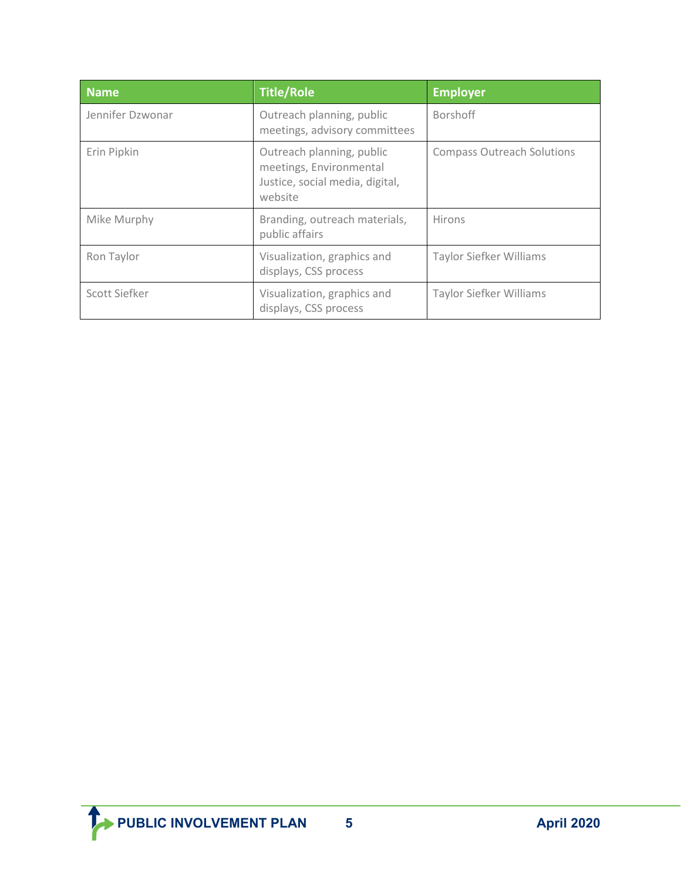| Name | Title/Role | Employer |
| --- | --- | --- |
| Jennifer Dzwonar | Outreach planning, public meetings, advisory committees | Borshoff |
| Erin Pipkin | Outreach planning, public meetings, Environmental Justice, social media, digital, website | Compass Outreach Solutions |
| Mike Murphy | Branding, outreach materials, public affairs | Hirons |
| Ron Taylor | Visualization, graphics and displays, CSS process | Taylor Siefker Williams |
| Scott Siefker | Visualization, graphics and displays, CSS process | Taylor Siefker Williams |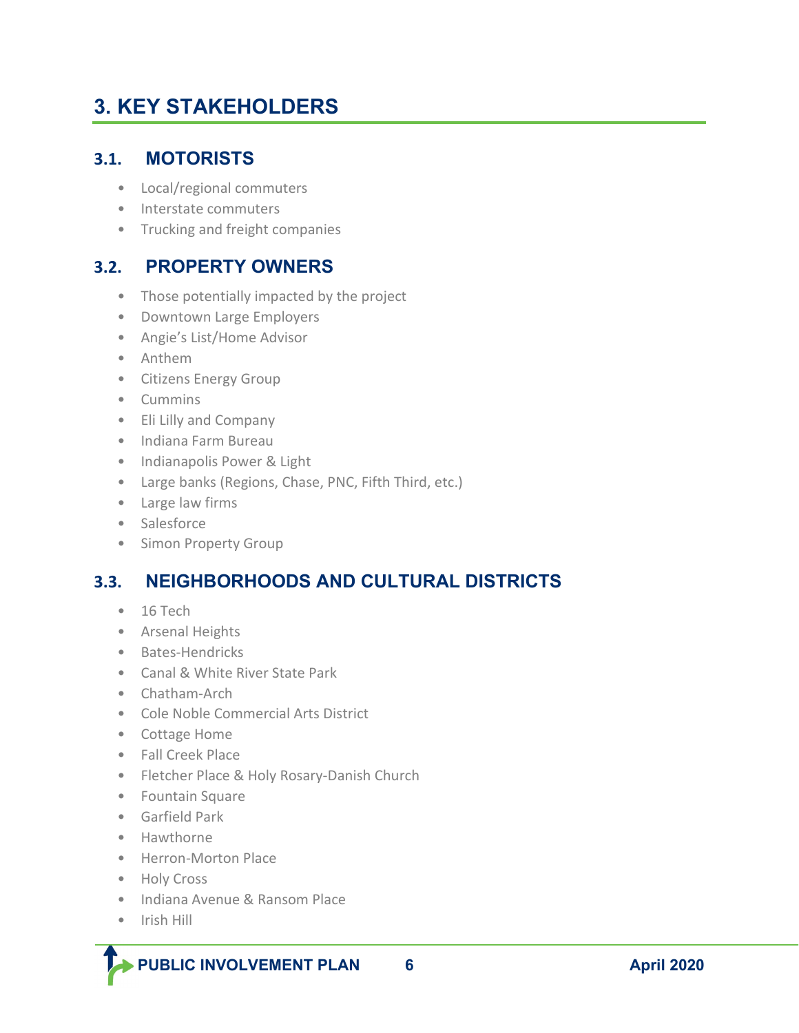# 3. KEY STAKEHOLDERS

## 3.1. MOTORISTS

- Local/regional commuters
- Interstate commuters
- Trucking and freight companies

## 3.2. PROPERTY OWNERS

- Those potentially impacted by the project
- Downtown Large Employers
- Angie's List/Home Advisor
- Anthem
- Citizens Energy Group
- Cummins
- Eli Lilly and Company
- Indiana Farm Bureau
- Indianapolis Power & Light
- Large banks (Regions, Chase, PNC, Fifth Third, etc.)
- Large law firms
- Salesforce
- Simon Property Group

## 3.3. NEIGHBORHOODS AND CULTURAL DISTRICTS

- 16 Tech
- Arsenal Heights
- Bates-Hendricks
- Canal & White River State Park
- Chatham-Arch
- Cole Noble Commercial Arts District
- Cottage Home
- Fall Creek Place
- Fletcher Place & Holy Rosary-Danish Church
- Fountain Square
- Garfield Park
- Hawthorne
- Herron-Morton Place
- Holy Cross
- Indiana Avenue & Ransom Place
- Irish Hill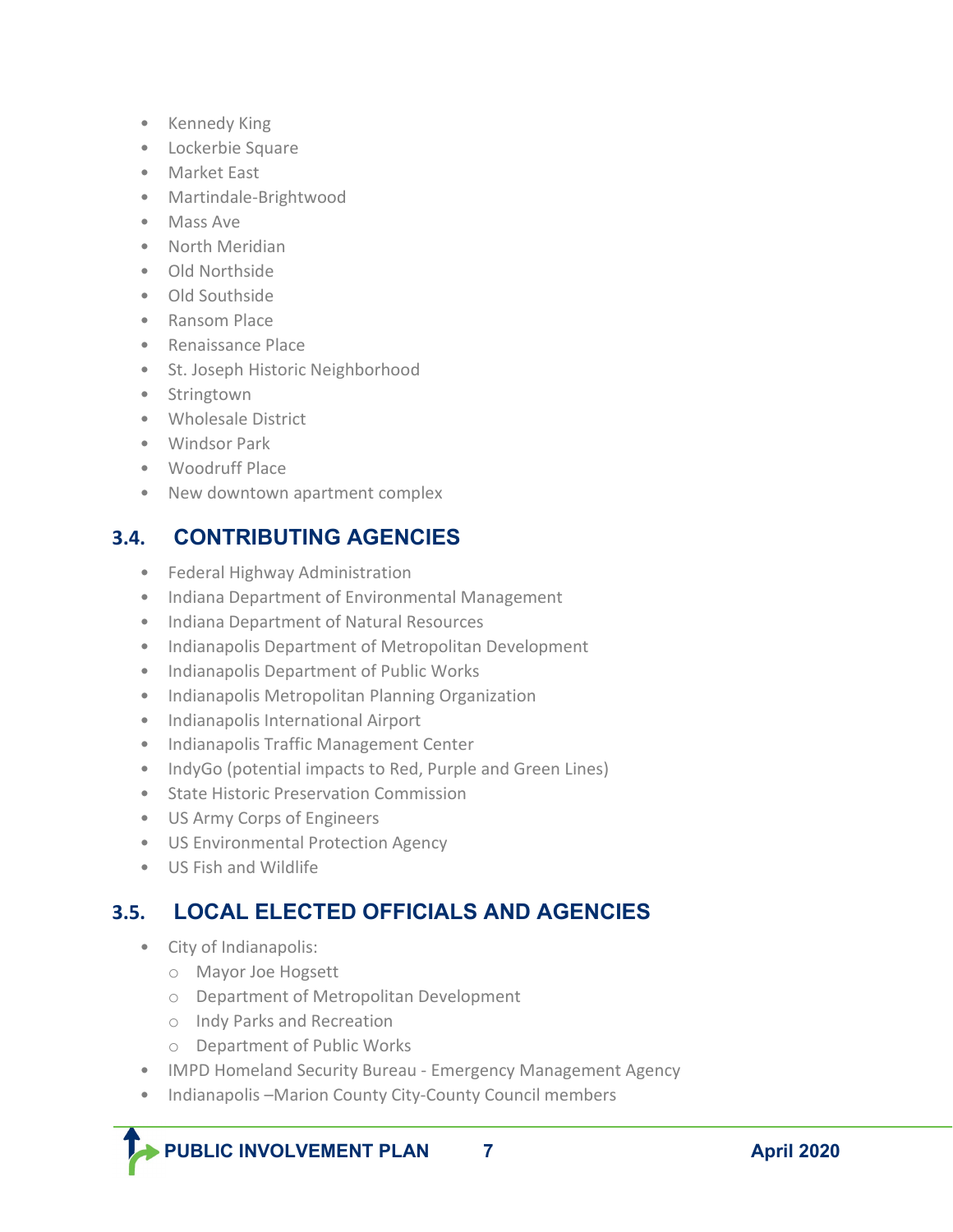- Kennedy King
- Lockerbie Square
- Market East
- Martindale-Brightwood
- Mass Ave
- North Meridian
- Old Northside
- Old Southside
- Ransom Place
- Renaissance Place
- St. Joseph Historic Neighborhood
- Stringtown
- Wholesale District
- Windsor Park
- Woodruff Place
- New downtown apartment complex

## 3.4. CONTRIBUTING AGENCIES

- Federal Highway Administration
- Indiana Department of Environmental Management
- Indiana Department of Natural Resources
- Indianapolis Department of Metropolitan Development
- Indianapolis Department of Public Works
- Indianapolis Metropolitan Planning Organization
- Indianapolis International Airport
- Indianapolis Traffic Management Center
- IndyGo (potential impacts to Red, Purple and Green Lines)
- State Historic Preservation Commission
- US Army Corps of Engineers
- US Environmental Protection Agency
- US Fish and Wildlife

## 3.5. LOCAL ELECTED OFFICIALS AND AGENCIES

- City of Indianapolis:
  - Mayor Joe Hogsett
  - Department of Metropolitan Development
  - Indy Parks and Recreation
  - Department of Public Works
- IMPD Homeland Security Bureau - Emergency Management Agency
- Indianapolis –Marion County City-County Council members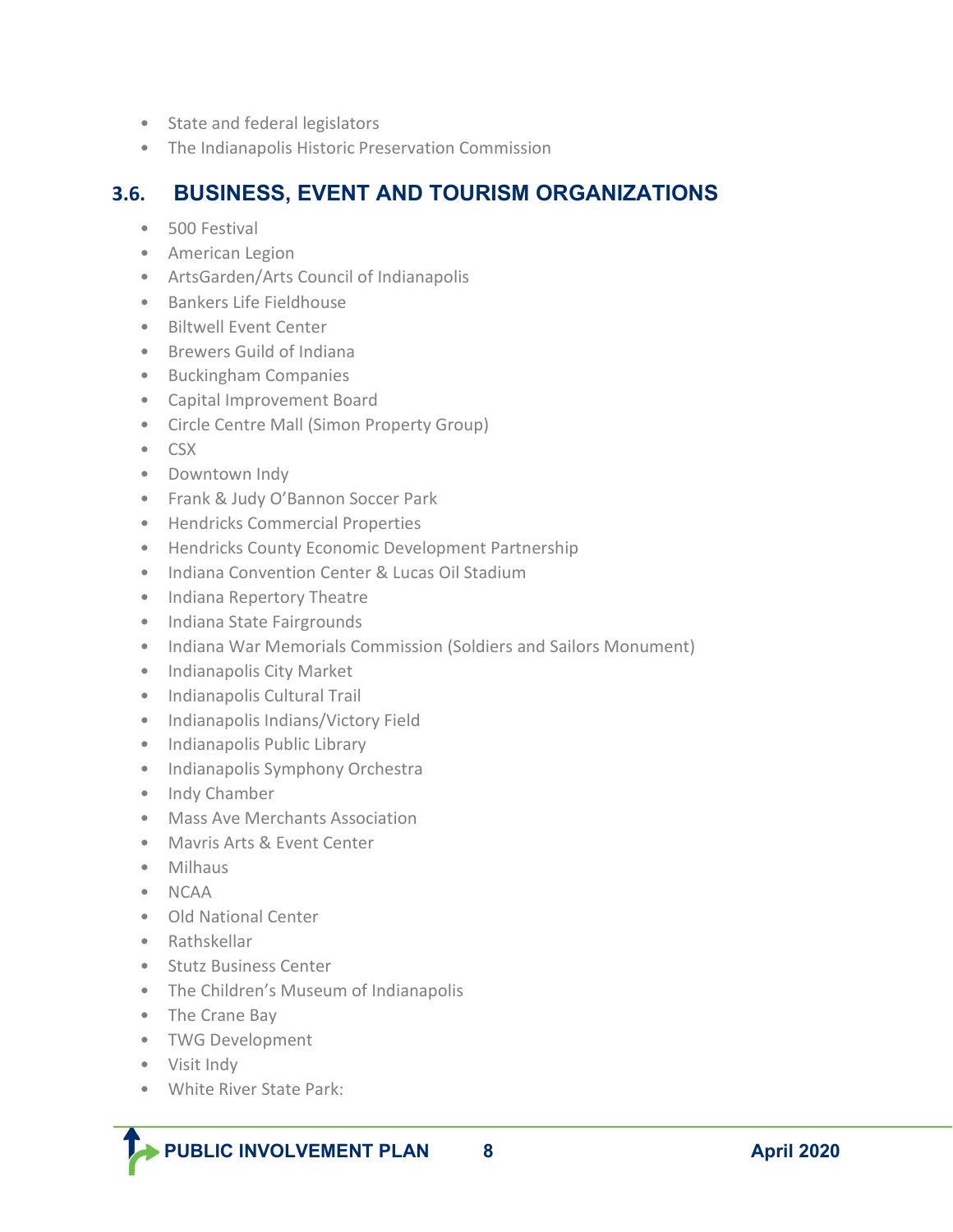- State and federal legislators
- The Indianapolis Historic Preservation Commission

## 3.6. BUSINESS, EVENT AND TOURISM ORGANIZATIONS

- 500 Festival
- American Legion
- ArtsGarden/Arts Council of Indianapolis
- Bankers Life Fieldhouse
- Biltwell Event Center
- Brewers Guild of Indiana
- Buckingham Companies
- Capital Improvement Board
- Circle Centre Mall (Simon Property Group)
- CSX
- Downtown Indy
- Frank & Judy O'Bannon Soccer Park
- Hendricks Commercial Properties
- Hendricks County Economic Development Partnership
- Indiana Convention Center & Lucas Oil Stadium
- Indiana Repertory Theatre
- Indiana State Fairgrounds
- Indiana War Memorials Commission (Soldiers and Sailors Monument)
- Indianapolis City Market
- Indianapolis Cultural Trail
- Indianapolis Indians/Victory Field
- Indianapolis Public Library
- Indianapolis Symphony Orchestra
- Indy Chamber
- Mass Ave Merchants Association
- Mavris Arts & Event Center
- Milhaus
- NCAA
- Old National Center
- Rathskellar
- Stutz Business Center
- The Children's Museum of Indianapolis
- The Crane Bay
- TWG Development
- Visit Indy
- White River State Park: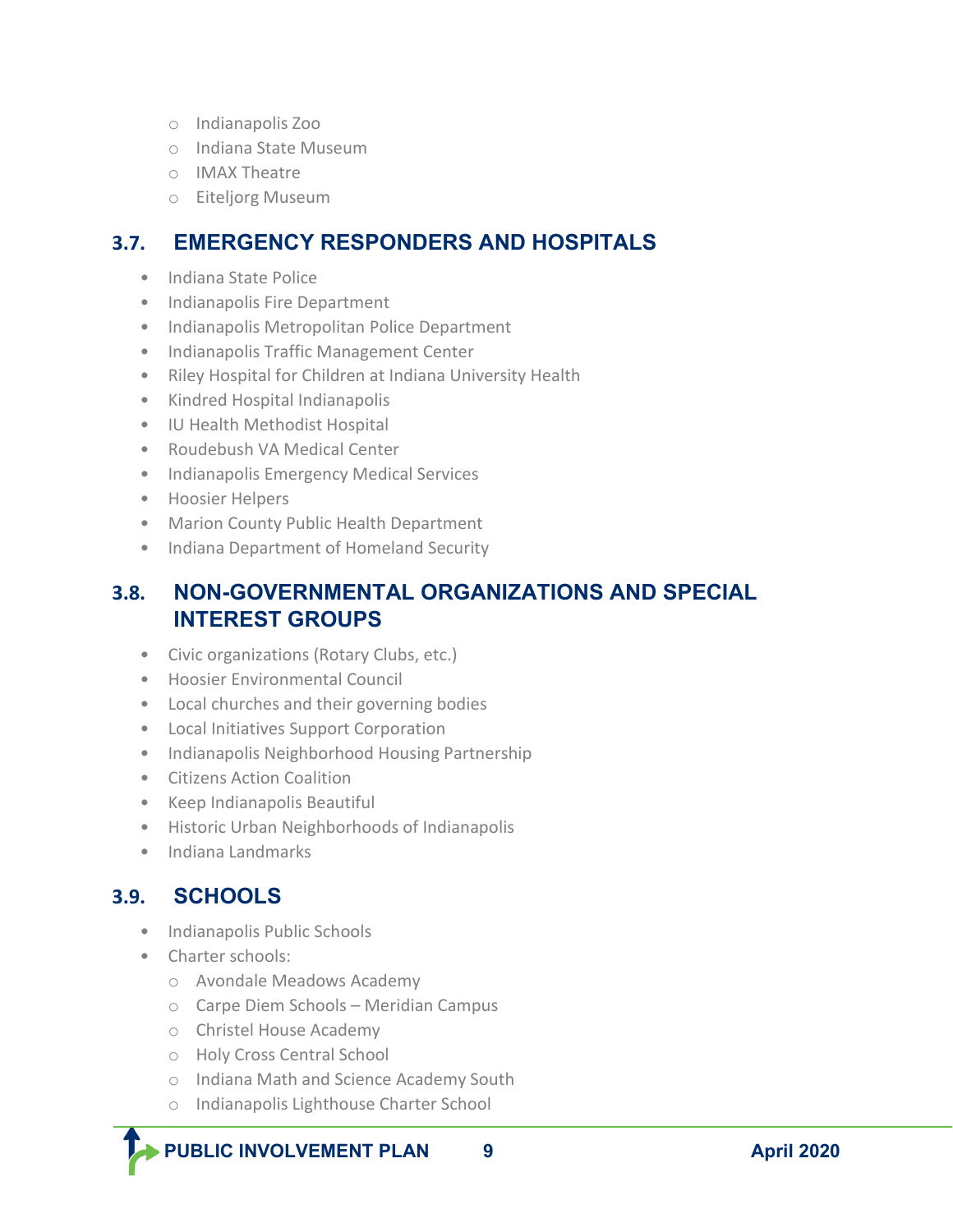- Indianapolis Zoo
  - Indiana State Museum
  - IMAX Theatre
  - Eiteljorg Museum

## 3.7. EMERGENCY RESPONDERS AND HOSPITALS

- Indiana State Police
- Indianapolis Fire Department
- Indianapolis Metropolitan Police Department
- Indianapolis Traffic Management Center
- Riley Hospital for Children at Indiana University Health
- Kindred Hospital Indianapolis
- IU Health Methodist Hospital
- Roudebush VA Medical Center
- Indianapolis Emergency Medical Services
- Hoosier Helpers
- Marion County Public Health Department
- Indiana Department of Homeland Security

## 3.8. NON-GOVERNMENTAL ORGANIZATIONS AND SPECIAL INTEREST GROUPS

- Civic organizations (Rotary Clubs, etc.)
- Hoosier Environmental Council
- Local churches and their governing bodies
- Local Initiatives Support Corporation
- Indianapolis Neighborhood Housing Partnership
- Citizens Action Coalition
- Keep Indianapolis Beautiful
- Historic Urban Neighborhoods of Indianapolis
- Indiana Landmarks

## 3.9. SCHOOLS

- Indianapolis Public Schools
- Charter schools:
  - Avondale Meadows Academy
  - Carpe Diem Schools – Meridian Campus
  - Christel House Academy
  - Holy Cross Central School
  - Indiana Math and Science Academy South
  - Indianapolis Lighthouse Charter School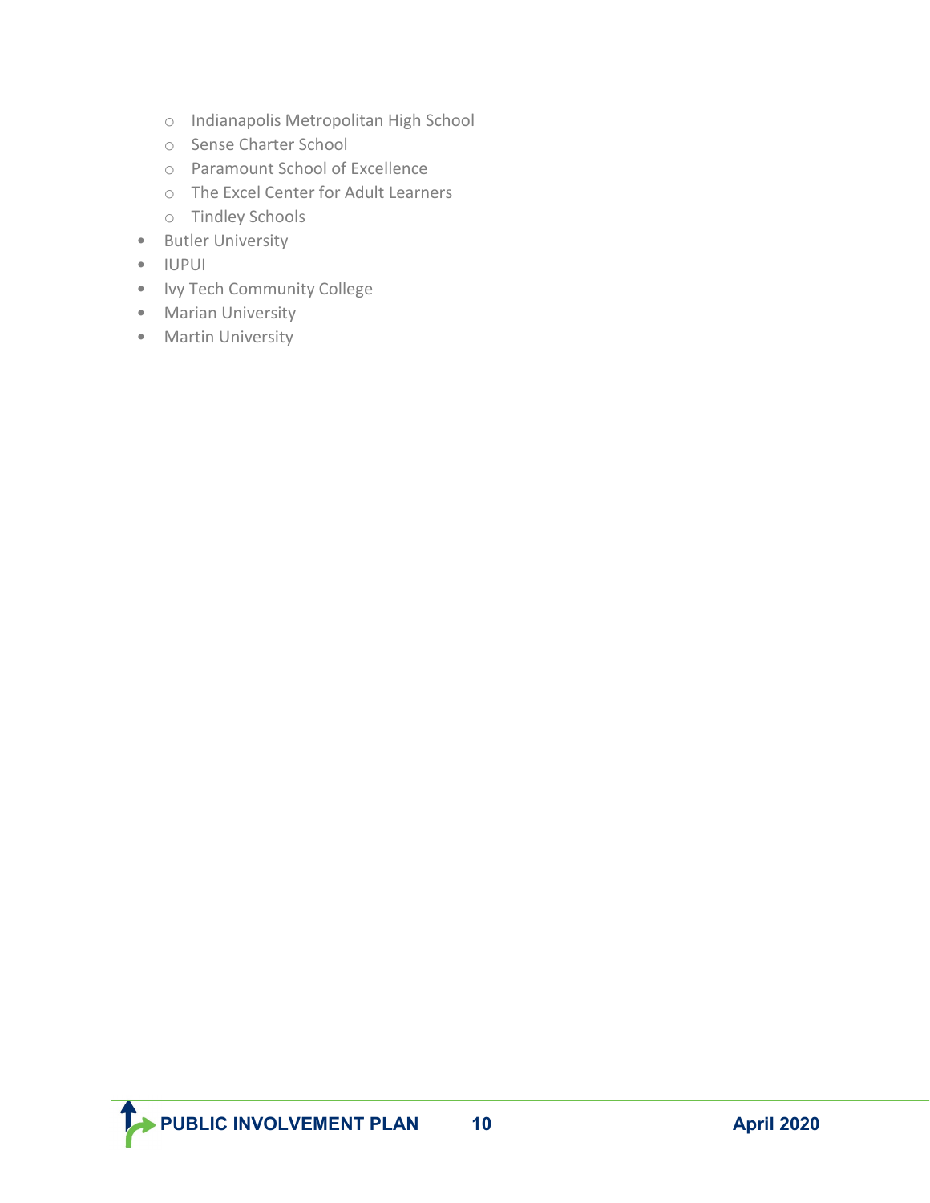- Indianapolis Metropolitan High School
  - Sense Charter School
  - Paramount School of Excellence
  - The Excel Center for Adult Learners
  - Tindley Schools
- Butler University
- IUPUI
- Ivy Tech Community College
- Marian University
- Martin University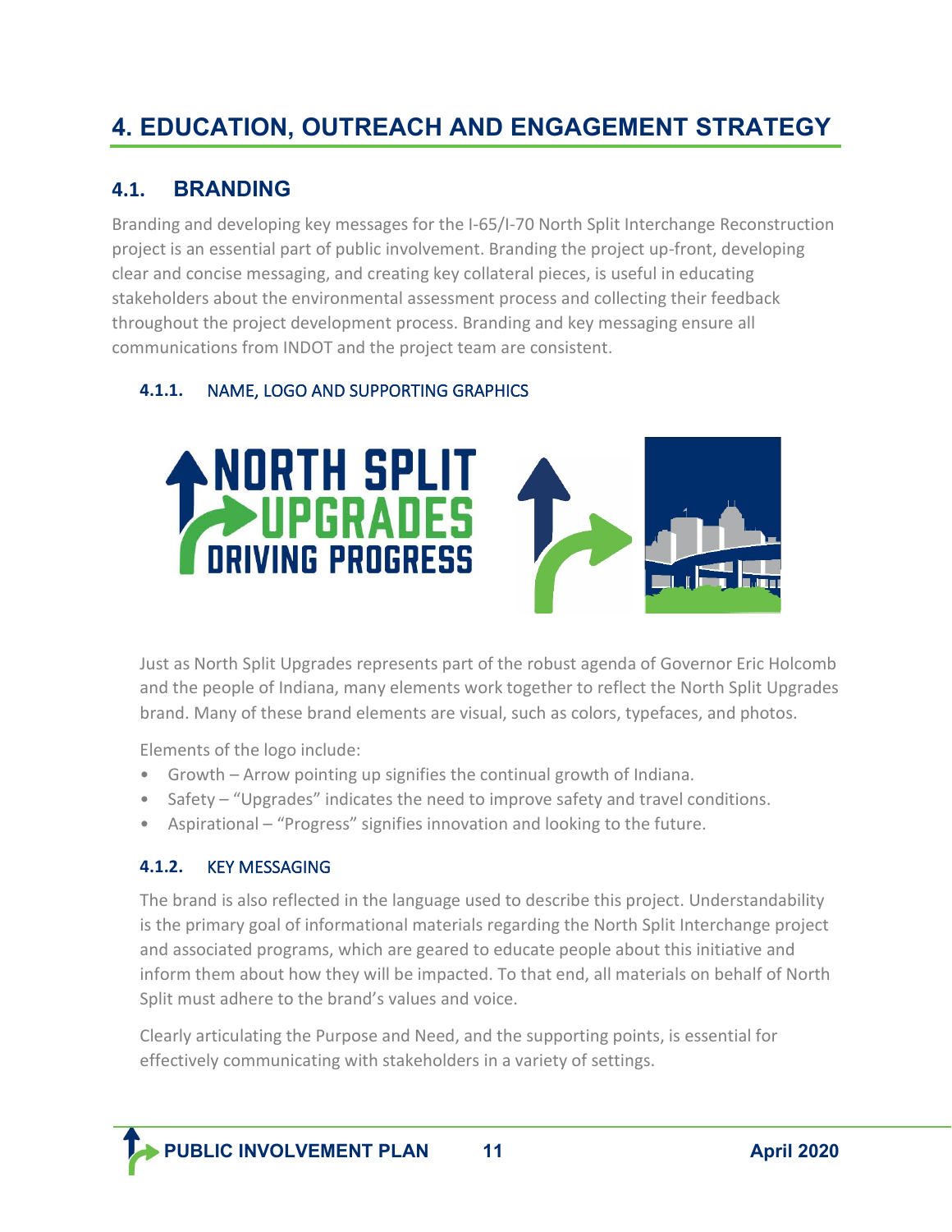# 4. EDUCATION, OUTREACH AND ENGAGEMENT STRATEGY

## 4.1. BRANDING

Branding and developing key messages for the I-65/I-70 North Split Interchange Reconstruction project is an essential part of public involvement. Branding the project up-front, developing clear and concise messaging, and creating key collateral pieces, is useful in educating stakeholders about the environmental assessment process and collecting their feedback throughout the project development process. Branding and key messaging ensure all communications from INDOT and the project team are consistent.

### 4.1.1. NAME, LOGO AND SUPPORTING GRAPHICS

Just as North Split Upgrades represents part of the robust agenda of Governor Eric Holcomb and the people of Indiana, many elements work together to reflect the North Split Upgrades brand. Many of these brand elements are visual, such as colors, typefaces, and photos.

Elements of the logo include:

- Growth – Arrow pointing up signifies the continual growth of Indiana.
- Safety – "Upgrades" indicates the need to improve safety and travel conditions.
- Aspirational – "Progress" signifies innovation and looking to the future.

### 4.1.2. KEY MESSAGING

The brand is also reflected in the language used to describe this project. Understandability is the primary goal of informational materials regarding the North Split Interchange project and associated programs, which are geared to educate people about this initiative and inform them about how they will be impacted. To that end, all materials on behalf of North Split must adhere to the brand's values and voice.

Clearly articulating the Purpose and Need, and the supporting points, is essential for effectively communicating with stakeholders in a variety of settings.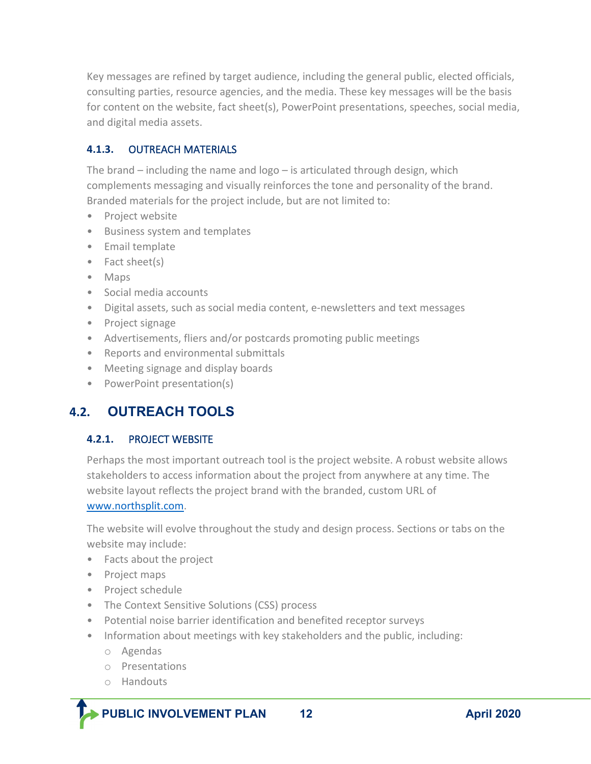Key messages are refined by target audience, including the general public, elected officials, consulting parties, resource agencies, and the media. These key messages will be the basis for content on the website, fact sheet(s), PowerPoint presentations, speeches, social media, and digital media assets.

### 4.1.3. OUTREACH MATERIALS

The brand – including the name and logo – is articulated through design, which complements messaging and visually reinforces the tone and personality of the brand. Branded materials for the project include, but are not limited to:

- Project website
- Business system and templates
- Email template
- Fact sheet(s)
- Maps
- Social media accounts
- Digital assets, such as social media content, e-newsletters and text messages
- Project signage
- Advertisements, fliers and/or postcards promoting public meetings
- Reports and environmental submittals
- Meeting signage and display boards
- PowerPoint presentation(s)

## 4.2. OUTREACH TOOLS

### 4.2.1. PROJECT WEBSITE

Perhaps the most important outreach tool is the project website. A robust website allows stakeholders to access information about the project from anywhere at any time. The website layout reflects the project brand with the branded, custom URL of [www.northsplit.com](www.northsplit.com).

The website will evolve throughout the study and design process. Sections or tabs on the website may include:

- Facts about the project
- Project maps
- Project schedule
- The Context Sensitive Solutions (CSS) process
- Potential noise barrier identification and benefited receptor surveys
- Information about meetings with key stakeholders and the public, including:
  - Agendas
  - Presentations
  - Handouts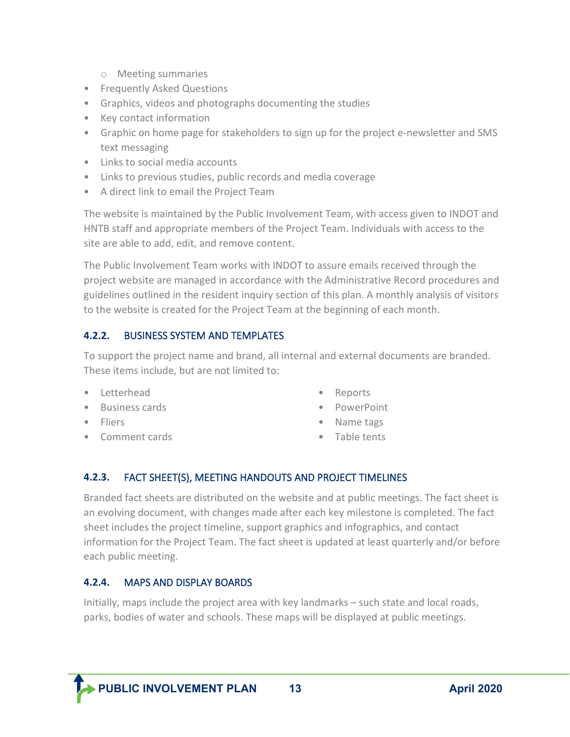- Meeting summaries
- Frequently Asked Questions
- Graphics, videos and photographs documenting the studies
- Key contact information
- Graphic on home page for stakeholders to sign up for the project e-newsletter and SMS text messaging
- Links to social media accounts
- Links to previous studies, public records and media coverage
- A direct link to email the Project Team

The website is maintained by the Public Involvement Team, with access given to INDOT and HNTB staff and appropriate members of the Project Team. Individuals with access to the site are able to add, edit, and remove content.

The Public Involvement Team works with INDOT to assure emails received through the project website are managed in accordance with the Administrative Record procedures and guidelines outlined in the resident inquiry section of this plan. A monthly analysis of visitors to the website is created for the Project Team at the beginning of each month.

### 4.2.2. BUSINESS SYSTEM AND TEMPLATES

To support the project name and brand, all internal and external documents are branded. These items include, but are not limited to:

- Letterhead
- Business cards
- Fliers
- Comment cards
- Reports
- PowerPoint
- Name tags
- Table tents

### 4.2.3. FACT SHEET(S), MEETING HANDOUTS AND PROJECT TIMELINES

Branded fact sheets are distributed on the website and at public meetings. The fact sheet is an evolving document, with changes made after each key milestone is completed. The fact sheet includes the project timeline, support graphics and infographics, and contact information for the Project Team. The fact sheet is updated at least quarterly and/or before each public meeting.

### 4.2.4. MAPS AND DISPLAY BOARDS

Initially, maps include the project area with key landmarks – such state and local roads, parks, bodies of water and schools. These maps will be displayed at public meetings.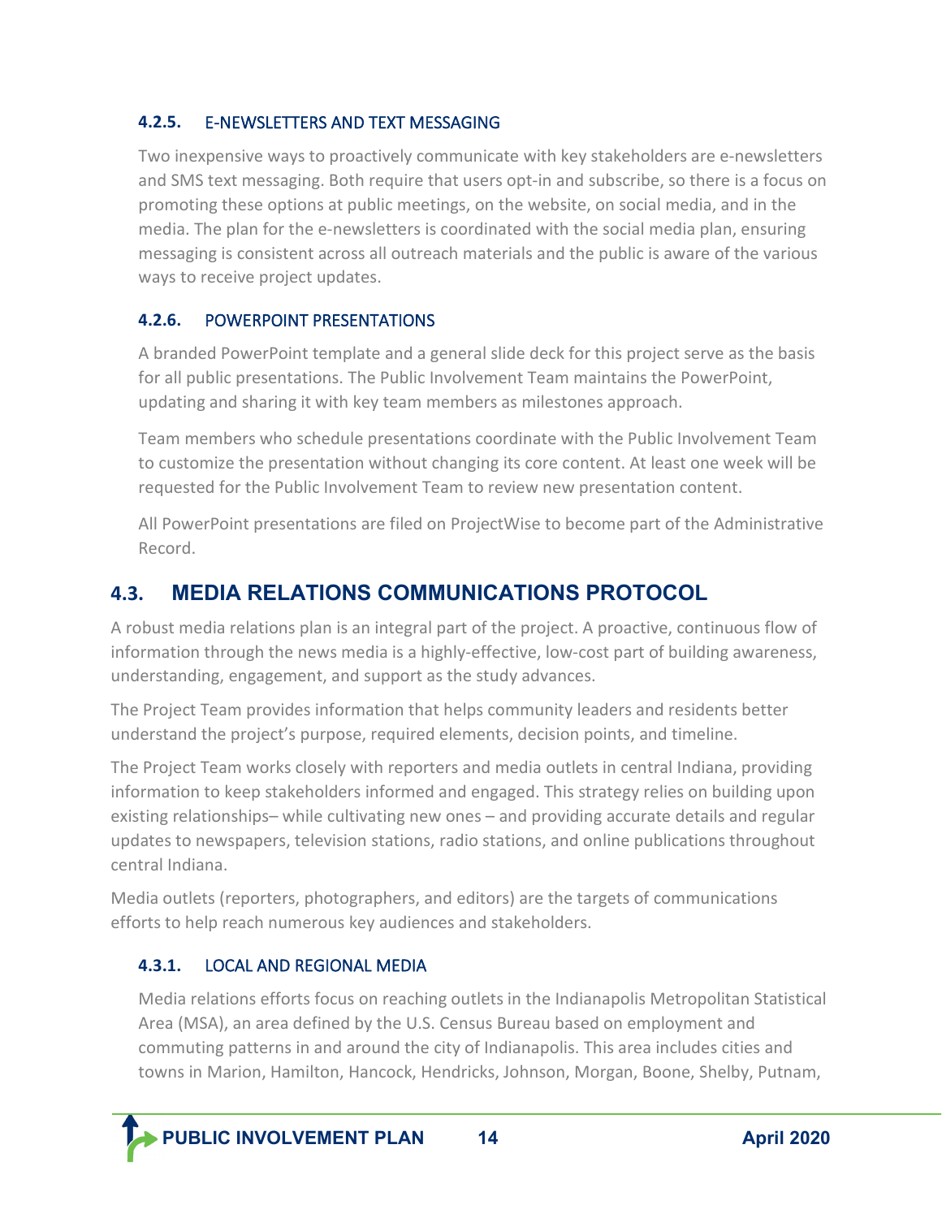#### 4.2.5. E-NEWSLETTERS AND TEXT MESSAGING

Two inexpensive ways to proactively communicate with key stakeholders are e-newsletters and SMS text messaging. Both require that users opt-in and subscribe, so there is a focus on promoting these options at public meetings, on the website, on social media, and in the media. The plan for the e-newsletters is coordinated with the social media plan, ensuring messaging is consistent across all outreach materials and the public is aware of the various ways to receive project updates.

#### 4.2.6. POWERPOINT PRESENTATIONS

A branded PowerPoint template and a general slide deck for this project serve as the basis for all public presentations. The Public Involvement Team maintains the PowerPoint, updating and sharing it with key team members as milestones approach.

Team members who schedule presentations coordinate with the Public Involvement Team to customize the presentation without changing its core content. At least one week will be requested for the Public Involvement Team to review new presentation content.

All PowerPoint presentations are filed on ProjectWise to become part of the Administrative Record.

## 4.3. MEDIA RELATIONS COMMUNICATIONS PROTOCOL

A robust media relations plan is an integral part of the project. A proactive, continuous flow of information through the news media is a highly-effective, low-cost part of building awareness, understanding, engagement, and support as the study advances.

The Project Team provides information that helps community leaders and residents better understand the project's purpose, required elements, decision points, and timeline.

The Project Team works closely with reporters and media outlets in central Indiana, providing information to keep stakeholders informed and engaged. This strategy relies on building upon existing relationships– while cultivating new ones – and providing accurate details and regular updates to newspapers, television stations, radio stations, and online publications throughout central Indiana.

Media outlets (reporters, photographers, and editors) are the targets of communications efforts to help reach numerous key audiences and stakeholders.

#### 4.3.1. LOCAL AND REGIONAL MEDIA

Media relations efforts focus on reaching outlets in the Indianapolis Metropolitan Statistical Area (MSA), an area defined by the U.S. Census Bureau based on employment and commuting patterns in and around the city of Indianapolis. This area includes cities and towns in Marion, Hamilton, Hancock, Hendricks, Johnson, Morgan, Boone, Shelby, Putnam,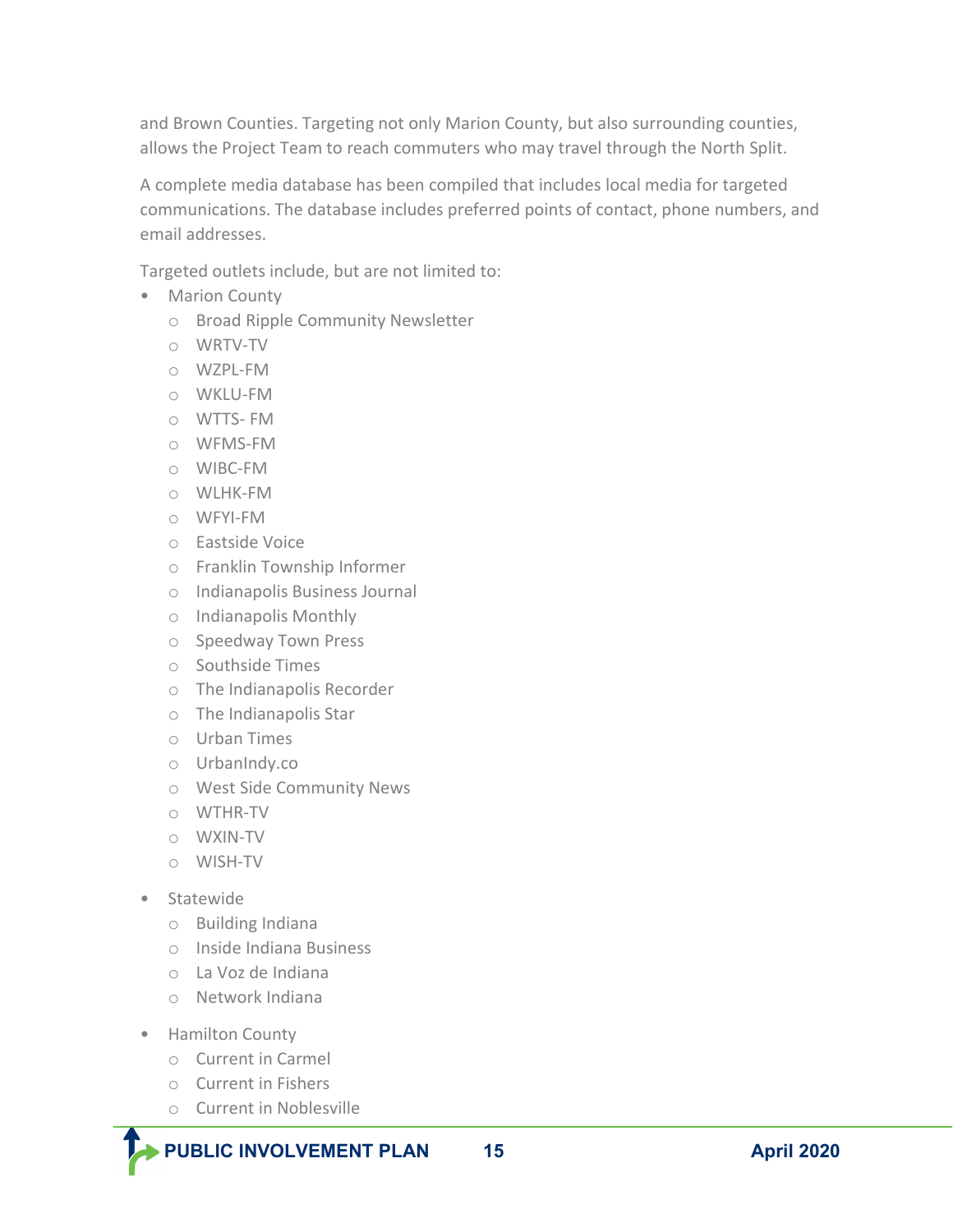and Brown Counties. Targeting not only Marion County, but also surrounding counties, allows the Project Team to reach commuters who may travel through the North Split.

A complete media database has been compiled that includes local media for targeted communications. The database includes preferred points of contact, phone numbers, and email addresses.

Targeted outlets include, but are not limited to:

- Marion County
  - Broad Ripple Community Newsletter
  - WRTV-TV
  - WZPL-FM
  - WKLU-FM
  - WTTS- FM
  - WFMS-FM
  - WIBC-FM
  - WLHK-FM
  - WFYI-FM
  - Eastside Voice
  - Franklin Township Informer
  - Indianapolis Business Journal
  - Indianapolis Monthly
  - Speedway Town Press
  - Southside Times
  - The Indianapolis Recorder
  - The Indianapolis Star
  - Urban Times
  - UrbanIndy.co
  - West Side Community News
  - WTHR-TV
  - WXIN-TV
  - WISH-TV
- Statewide
  - Building Indiana
  - Inside Indiana Business
  - La Voz de Indiana
  - Network Indiana
- Hamilton County
  - Current in Carmel
  - Current in Fishers
  - Current in Noblesville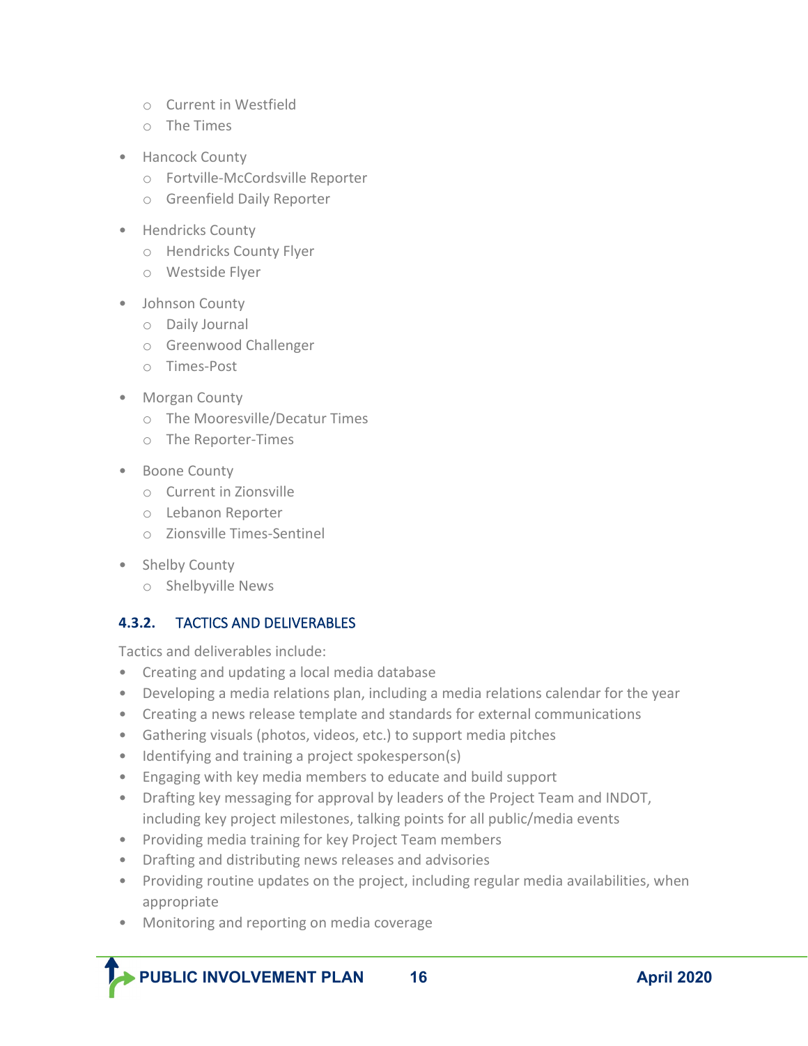- Current in Westfield
- The Times

- Hancock County
  - Fortville-McCordsville Reporter
  - Greenfield Daily Reporter

- Hendricks County
  - Hendricks County Flyer
  - Westside Flyer

- Johnson County
  - Daily Journal
  - Greenwood Challenger
  - Times-Post

- Morgan County
  - The Mooresville/Decatur Times
  - The Reporter-Times

- Boone County
  - Current in Zionsville
  - Lebanon Reporter
  - Zionsville Times-Sentinel

- Shelby County
  - Shelbyville News

#### 4.3.2. TACTICS AND DELIVERABLES

Tactics and deliverables include:

- Creating and updating a local media database
- Developing a media relations plan, including a media relations calendar for the year
- Creating a news release template and standards for external communications
- Gathering visuals (photos, videos, etc.) to support media pitches
- Identifying and training a project spokesperson(s)
- Engaging with key media members to educate and build support
- Drafting key messaging for approval by leaders of the Project Team and INDOT, including key project milestones, talking points for all public/media events
- Providing media training for key Project Team members
- Drafting and distributing news releases and advisories
- Providing routine updates on the project, including regular media availabilities, when appropriate
- Monitoring and reporting on media coverage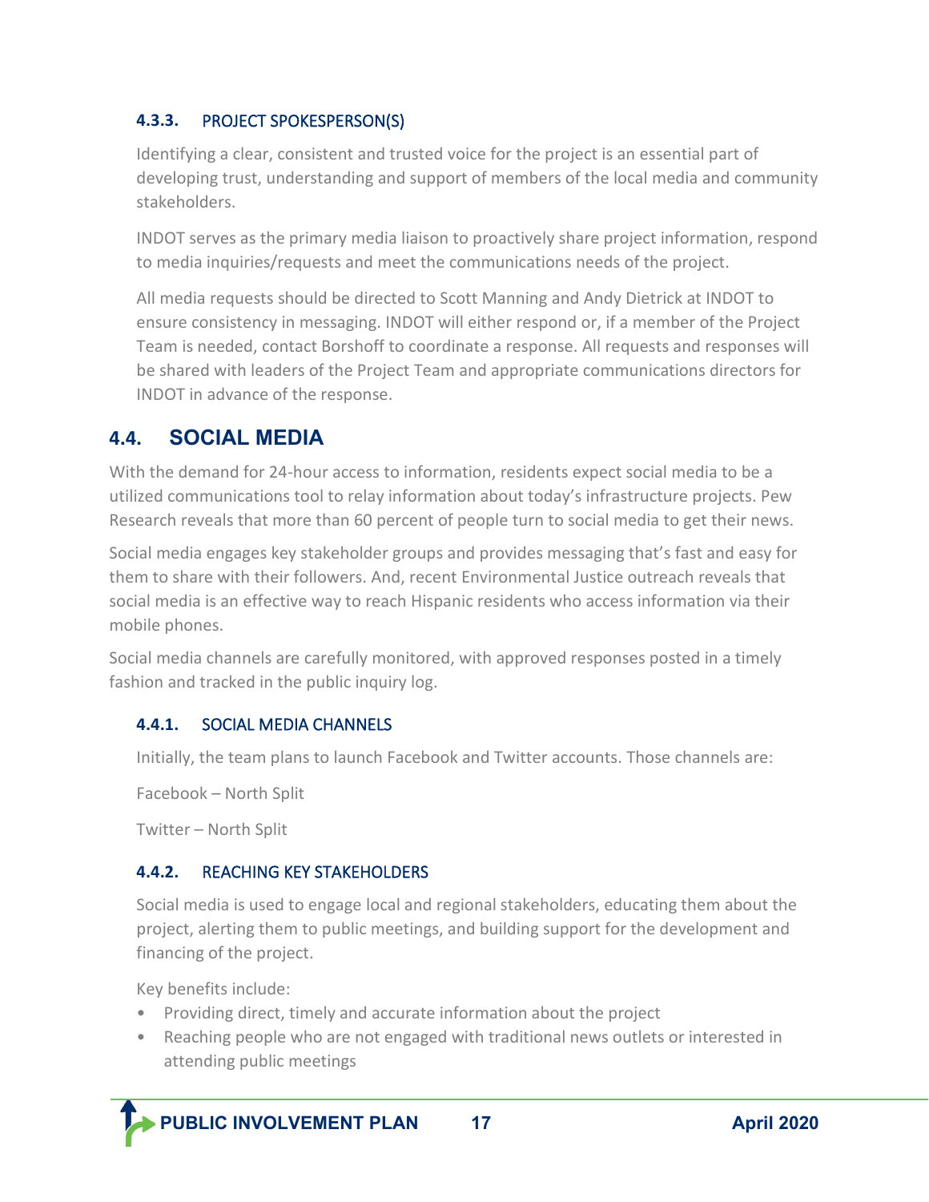#### 4.3.3. PROJECT SPOKESPERSON(S)

Identifying a clear, consistent and trusted voice for the project is an essential part of developing trust, understanding and support of members of the local media and community stakeholders.

INDOT serves as the primary media liaison to proactively share project information, respond to media inquiries/requests and meet the communications needs of the project.

All media requests should be directed to Scott Manning and Andy Dietrick at INDOT to ensure consistency in messaging. INDOT will either respond or, if a member of the Project Team is needed, contact Borshoff to coordinate a response. All requests and responses will be shared with leaders of the Project Team and appropriate communications directors for INDOT in advance of the response.

### 4.4. SOCIAL MEDIA

With the demand for 24-hour access to information, residents expect social media to be a utilized communications tool to relay information about today's infrastructure projects. Pew Research reveals that more than 60 percent of people turn to social media to get their news.

Social media engages key stakeholder groups and provides messaging that's fast and easy for them to share with their followers. And, recent Environmental Justice outreach reveals that social media is an effective way to reach Hispanic residents who access information via their mobile phones.

Social media channels are carefully monitored, with approved responses posted in a timely fashion and tracked in the public inquiry log.

#### 4.4.1. SOCIAL MEDIA CHANNELS

Initially, the team plans to launch Facebook and Twitter accounts. Those channels are:

Facebook – North Split

Twitter – North Split

#### 4.4.2. REACHING KEY STAKEHOLDERS

Social media is used to engage local and regional stakeholders, educating them about the project, alerting them to public meetings, and building support for the development and financing of the project.

Key benefits include:

- Providing direct, timely and accurate information about the project
- Reaching people who are not engaged with traditional news outlets or interested in attending public meetings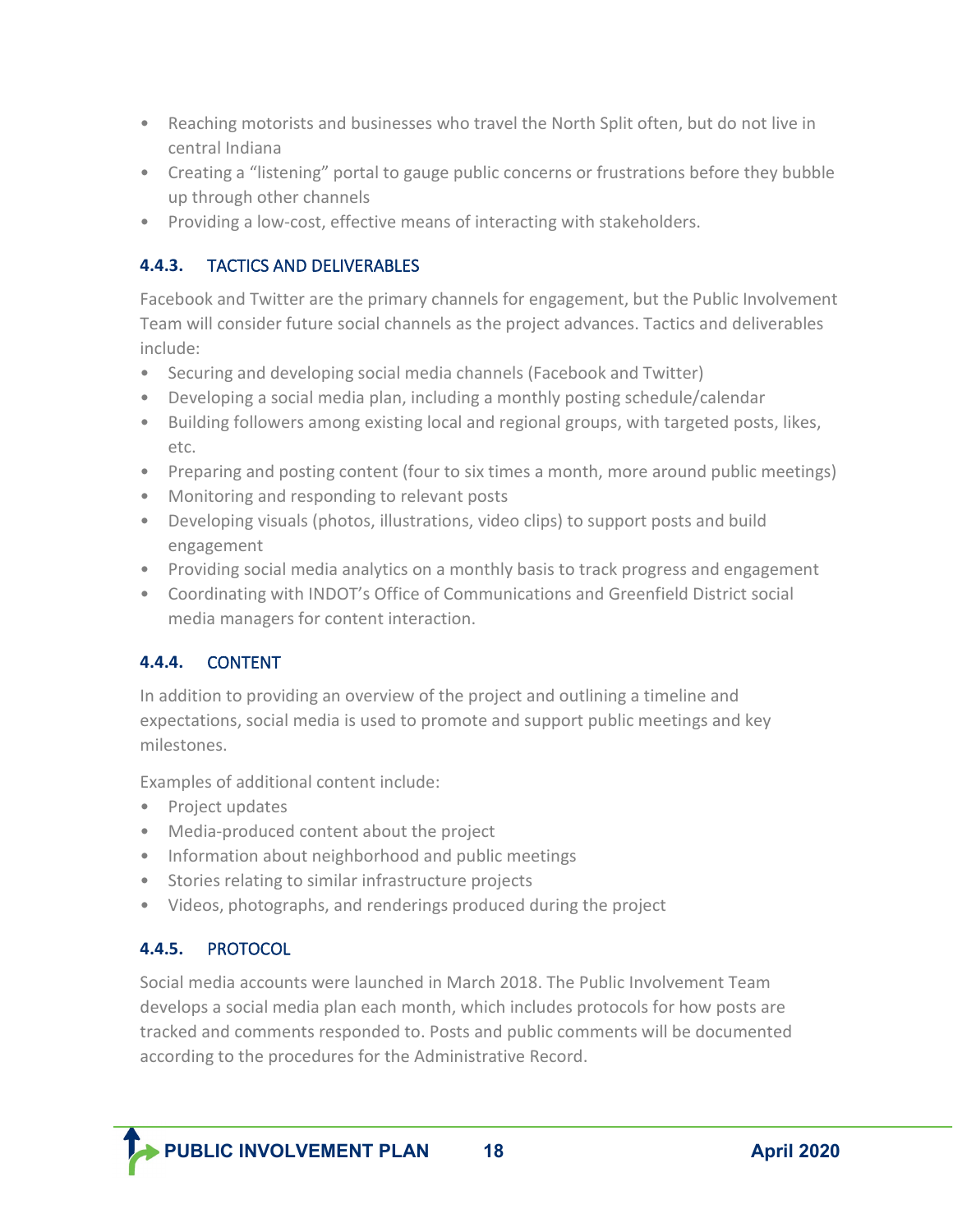- Reaching motorists and businesses who travel the North Split often, but do not live in central Indiana
- Creating a “listening” portal to gauge public concerns or frustrations before they bubble up through other channels
- Providing a low-cost, effective means of interacting with stakeholders.

### 4.4.3. TACTICS AND DELIVERABLES

Facebook and Twitter are the primary channels for engagement, but the Public Involvement Team will consider future social channels as the project advances. Tactics and deliverables include:

- Securing and developing social media channels (Facebook and Twitter)
- Developing a social media plan, including a monthly posting schedule/calendar
- Building followers among existing local and regional groups, with targeted posts, likes, etc.
- Preparing and posting content (four to six times a month, more around public meetings)
- Monitoring and responding to relevant posts
- Developing visuals (photos, illustrations, video clips) to support posts and build engagement
- Providing social media analytics on a monthly basis to track progress and engagement
- Coordinating with INDOT’s Office of Communications and Greenfield District social media managers for content interaction.

### 4.4.4. CONTENT

In addition to providing an overview of the project and outlining a timeline and expectations, social media is used to promote and support public meetings and key milestones.

Examples of additional content include:

- Project updates
- Media-produced content about the project
- Information about neighborhood and public meetings
- Stories relating to similar infrastructure projects
- Videos, photographs, and renderings produced during the project

### 4.4.5. PROTOCOL

Social media accounts were launched in March 2018. The Public Involvement Team develops a social media plan each month, which includes protocols for how posts are tracked and comments responded to. Posts and public comments will be documented according to the procedures for the Administrative Record.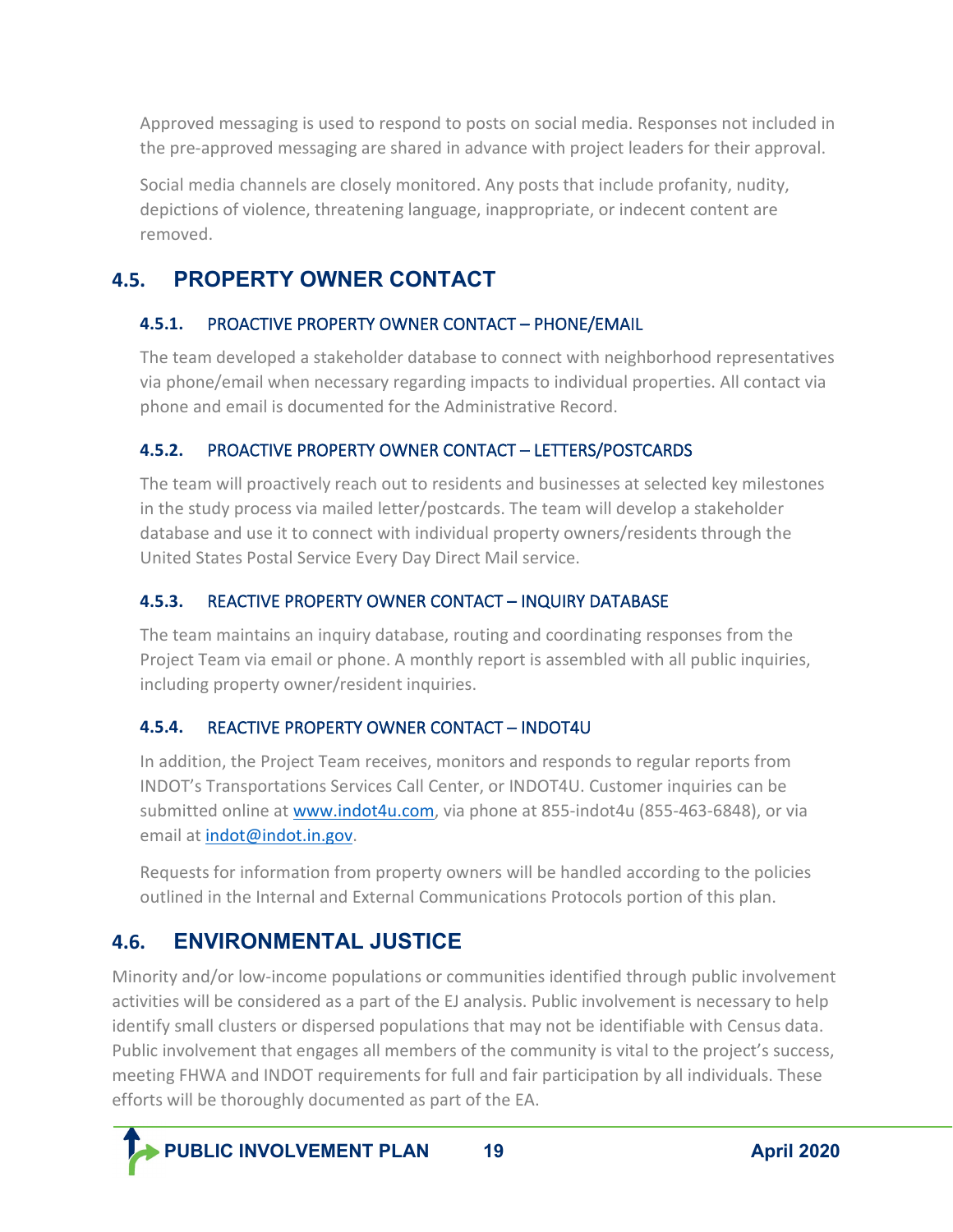Approved messaging is used to respond to posts on social media. Responses not included in the pre-approved messaging are shared in advance with project leaders for their approval.

Social media channels are closely monitored. Any posts that include profanity, nudity, depictions of violence, threatening language, inappropriate, or indecent content are removed.

## 4.5. PROPERTY OWNER CONTACT

### 4.5.1. PROACTIVE PROPERTY OWNER CONTACT – PHONE/EMAIL

The team developed a stakeholder database to connect with neighborhood representatives via phone/email when necessary regarding impacts to individual properties. All contact via phone and email is documented for the Administrative Record.

### 4.5.2. PROACTIVE PROPERTY OWNER CONTACT – LETTERS/POSTCARDS

The team will proactively reach out to residents and businesses at selected key milestones in the study process via mailed letter/postcards. The team will develop a stakeholder database and use it to connect with individual property owners/residents through the United States Postal Service Every Day Direct Mail service.

### 4.5.3. REACTIVE PROPERTY OWNER CONTACT – INQUIRY DATABASE

The team maintains an inquiry database, routing and coordinating responses from the Project Team via email or phone. A monthly report is assembled with all public inquiries, including property owner/resident inquiries.

### 4.5.4. REACTIVE PROPERTY OWNER CONTACT – INDOT4U

In addition, the Project Team receives, monitors and responds to regular reports from INDOT's Transportations Services Call Center, or INDOT4U. Customer inquiries can be submitted online at www.indot4u.com, via phone at 855-indot4u (855-463-6848), or via email at indot@indot.in.gov.

Requests for information from property owners will be handled according to the policies outlined in the Internal and External Communications Protocols portion of this plan.

## 4.6. ENVIRONMENTAL JUSTICE

Minority and/or low-income populations or communities identified through public involvement activities will be considered as a part of the EJ analysis. Public involvement is necessary to help identify small clusters or dispersed populations that may not be identifiable with Census data. Public involvement that engages all members of the community is vital to the project's success, meeting FHWA and INDOT requirements for full and fair participation by all individuals. These efforts will be thoroughly documented as part of the EA.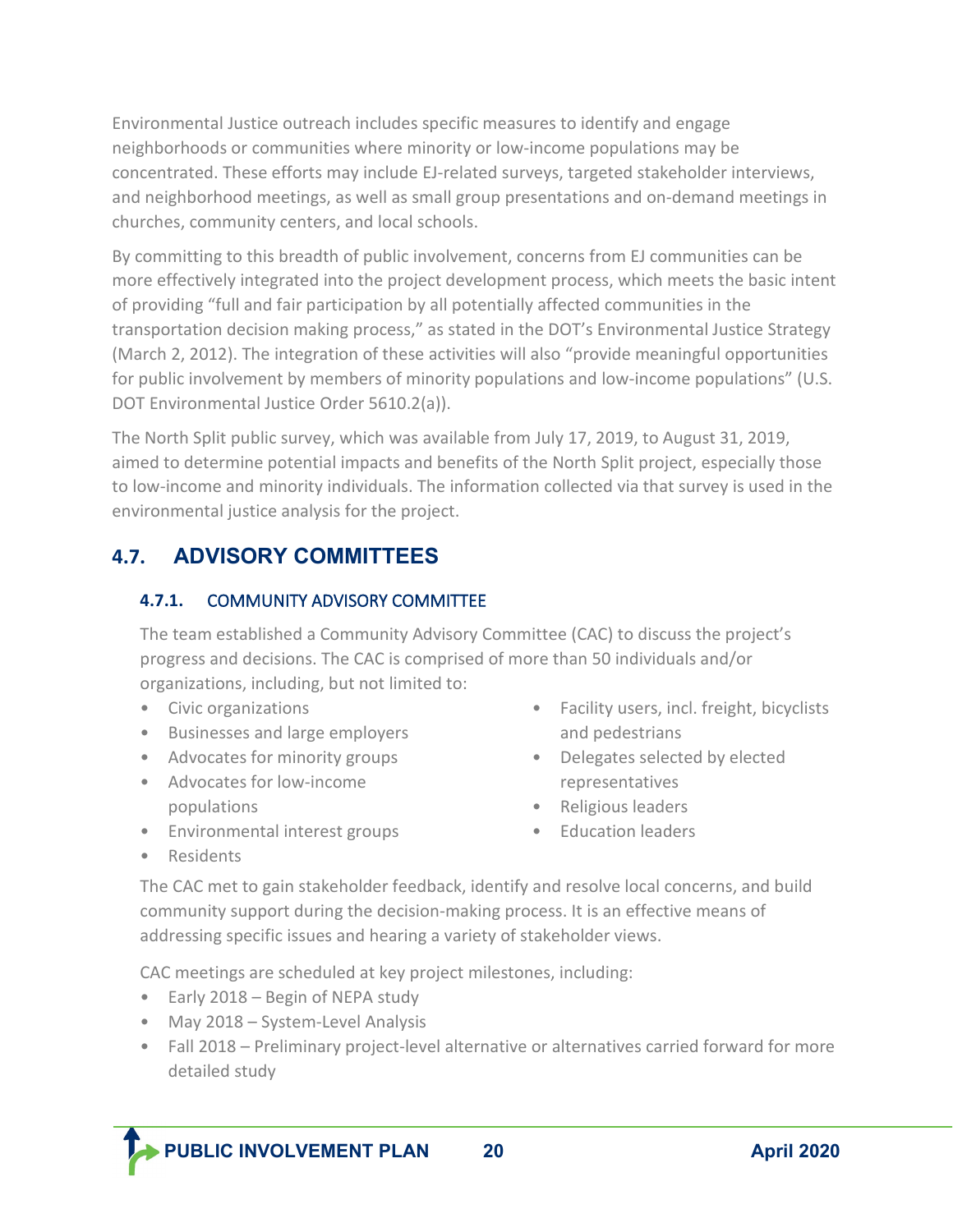Environmental Justice outreach includes specific measures to identify and engage neighborhoods or communities where minority or low-income populations may be concentrated. These efforts may include EJ-related surveys, targeted stakeholder interviews, and neighborhood meetings, as well as small group presentations and on-demand meetings in churches, community centers, and local schools.

By committing to this breadth of public involvement, concerns from EJ communities can be more effectively integrated into the project development process, which meets the basic intent of providing "full and fair participation by all potentially affected communities in the transportation decision making process," as stated in the DOT's Environmental Justice Strategy (March 2, 2012). The integration of these activities will also "provide meaningful opportunities for public involvement by members of minority populations and low-income populations" (U.S. DOT Environmental Justice Order 5610.2(a)).

The North Split public survey, which was available from July 17, 2019, to August 31, 2019, aimed to determine potential impacts and benefits of the North Split project, especially those to low-income and minority individuals. The information collected via that survey is used in the environmental justice analysis for the project.

## 4.7. ADVISORY COMMITTEES

### 4.7.1. COMMUNITY ADVISORY COMMITTEE

The team established a Community Advisory Committee (CAC) to discuss the project's progress and decisions. The CAC is comprised of more than 50 individuals and/or organizations, including, but not limited to:

- Civic organizations
- Businesses and large employers
- Advocates for minority groups
- Advocates for low-income populations
- Environmental interest groups
- Residents
- Facility users, incl. freight, bicyclists and pedestrians
- Delegates selected by elected representatives
- Religious leaders
- Education leaders

The CAC met to gain stakeholder feedback, identify and resolve local concerns, and build community support during the decision-making process. It is an effective means of addressing specific issues and hearing a variety of stakeholder views.

CAC meetings are scheduled at key project milestones, including:

- Early 2018 – Begin of NEPA study
- May 2018 – System-Level Analysis
- Fall 2018 – Preliminary project-level alternative or alternatives carried forward for more detailed study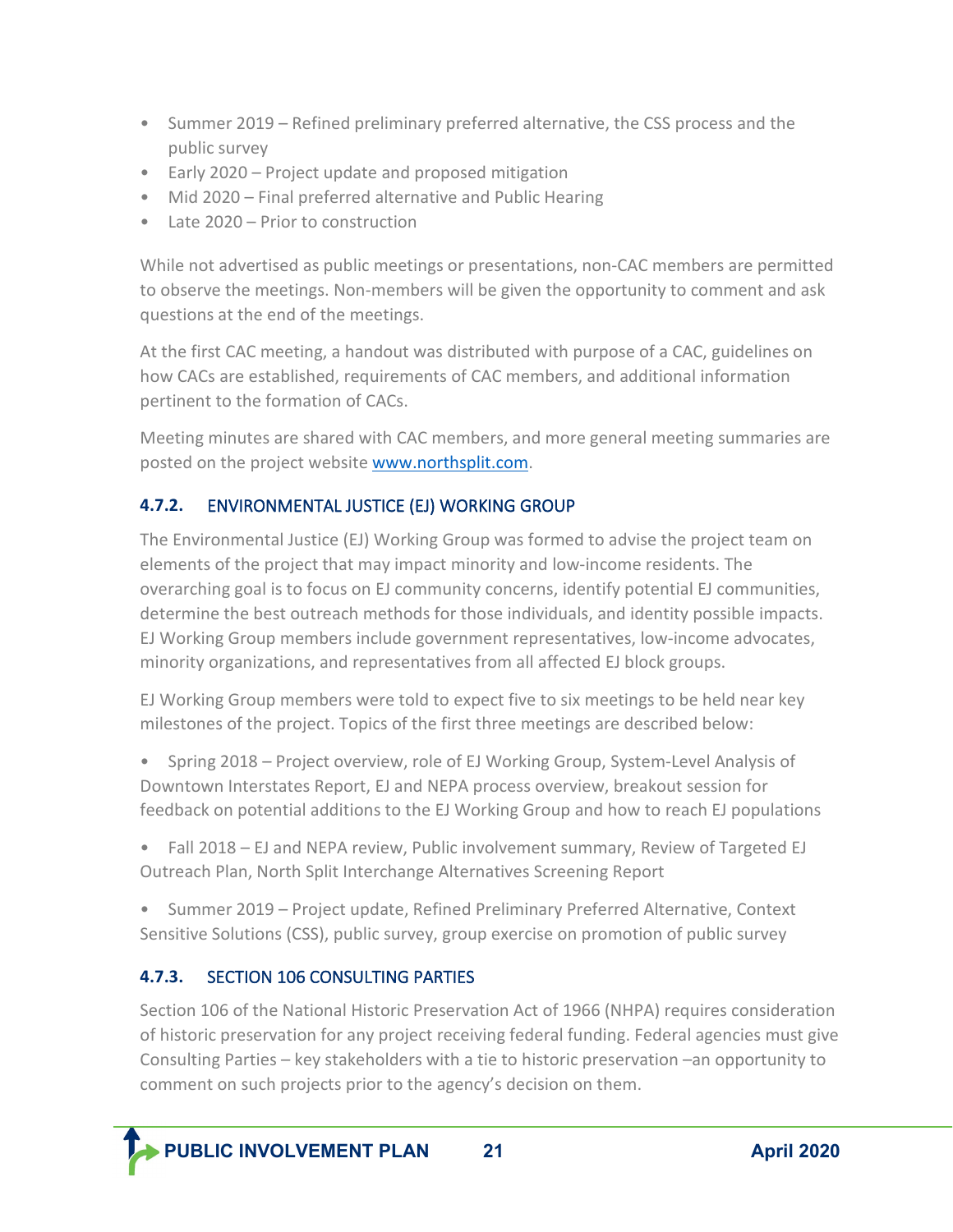- Summer 2019 – Refined preliminary preferred alternative, the CSS process and the public survey
- Early 2020 – Project update and proposed mitigation
- Mid 2020 – Final preferred alternative and Public Hearing
- Late 2020 – Prior to construction

While not advertised as public meetings or presentations, non-CAC members are permitted to observe the meetings. Non-members will be given the opportunity to comment and ask questions at the end of the meetings.

At the first CAC meeting, a handout was distributed with purpose of a CAC, guidelines on how CACs are established, requirements of CAC members, and additional information pertinent to the formation of CACs.

Meeting minutes are shared with CAC members, and more general meeting summaries are posted on the project website [www.northsplit.com](www.northsplit.com).

### 4.7.2. ENVIRONMENTAL JUSTICE (EJ) WORKING GROUP

The Environmental Justice (EJ) Working Group was formed to advise the project team on elements of the project that may impact minority and low-income residents. The overarching goal is to focus on EJ community concerns, identify potential EJ communities, determine the best outreach methods for those individuals, and identity possible impacts. EJ Working Group members include government representatives, low-income advocates, minority organizations, and representatives from all affected EJ block groups.

EJ Working Group members were told to expect five to six meetings to be held near key milestones of the project. Topics of the first three meetings are described below:

- Spring 2018 – Project overview, role of EJ Working Group, System-Level Analysis of Downtown Interstates Report, EJ and NEPA process overview, breakout session for feedback on potential additions to the EJ Working Group and how to reach EJ populations
- Fall 2018 – EJ and NEPA review, Public involvement summary, Review of Targeted EJ Outreach Plan, North Split Interchange Alternatives Screening Report
- Summer 2019 – Project update, Refined Preliminary Preferred Alternative, Context Sensitive Solutions (CSS), public survey, group exercise on promotion of public survey

### 4.7.3. SECTION 106 CONSULTING PARTIES

Section 106 of the National Historic Preservation Act of 1966 (NHPA) requires consideration of historic preservation for any project receiving federal funding. Federal agencies must give Consulting Parties – key stakeholders with a tie to historic preservation –an opportunity to comment on such projects prior to the agency's decision on them.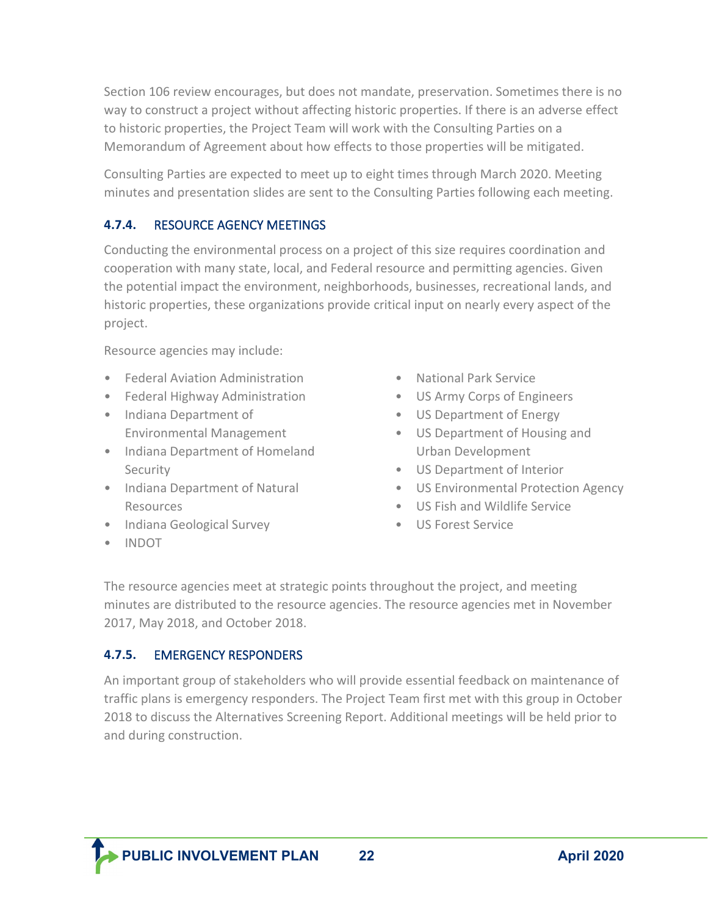Section 106 review encourages, but does not mandate, preservation. Sometimes there is no way to construct a project without affecting historic properties. If there is an adverse effect to historic properties, the Project Team will work with the Consulting Parties on a Memorandum of Agreement about how effects to those properties will be mitigated.

Consulting Parties are expected to meet up to eight times through March 2020. Meeting minutes and presentation slides are sent to the Consulting Parties following each meeting.

### 4.7.4. RESOURCE AGENCY MEETINGS

Conducting the environmental process on a project of this size requires coordination and cooperation with many state, local, and Federal resource and permitting agencies. Given the potential impact the environment, neighborhoods, businesses, recreational lands, and historic properties, these organizations provide critical input on nearly every aspect of the project.

Resource agencies may include:

- Federal Aviation Administration
- Federal Highway Administration
- Indiana Department of Environmental Management
- Indiana Department of Homeland Security
- Indiana Department of Natural Resources
- Indiana Geological Survey
- INDOT
- National Park Service
- US Army Corps of Engineers
- US Department of Energy
- US Department of Housing and Urban Development
- US Department of Interior
- US Environmental Protection Agency
- US Fish and Wildlife Service
- US Forest Service

The resource agencies meet at strategic points throughout the project, and meeting minutes are distributed to the resource agencies. The resource agencies met in November 2017, May 2018, and October 2018.

### 4.7.5. EMERGENCY RESPONDERS

An important group of stakeholders who will provide essential feedback on maintenance of traffic plans is emergency responders. The Project Team first met with this group in October 2018 to discuss the Alternatives Screening Report. Additional meetings will be held prior to and during construction.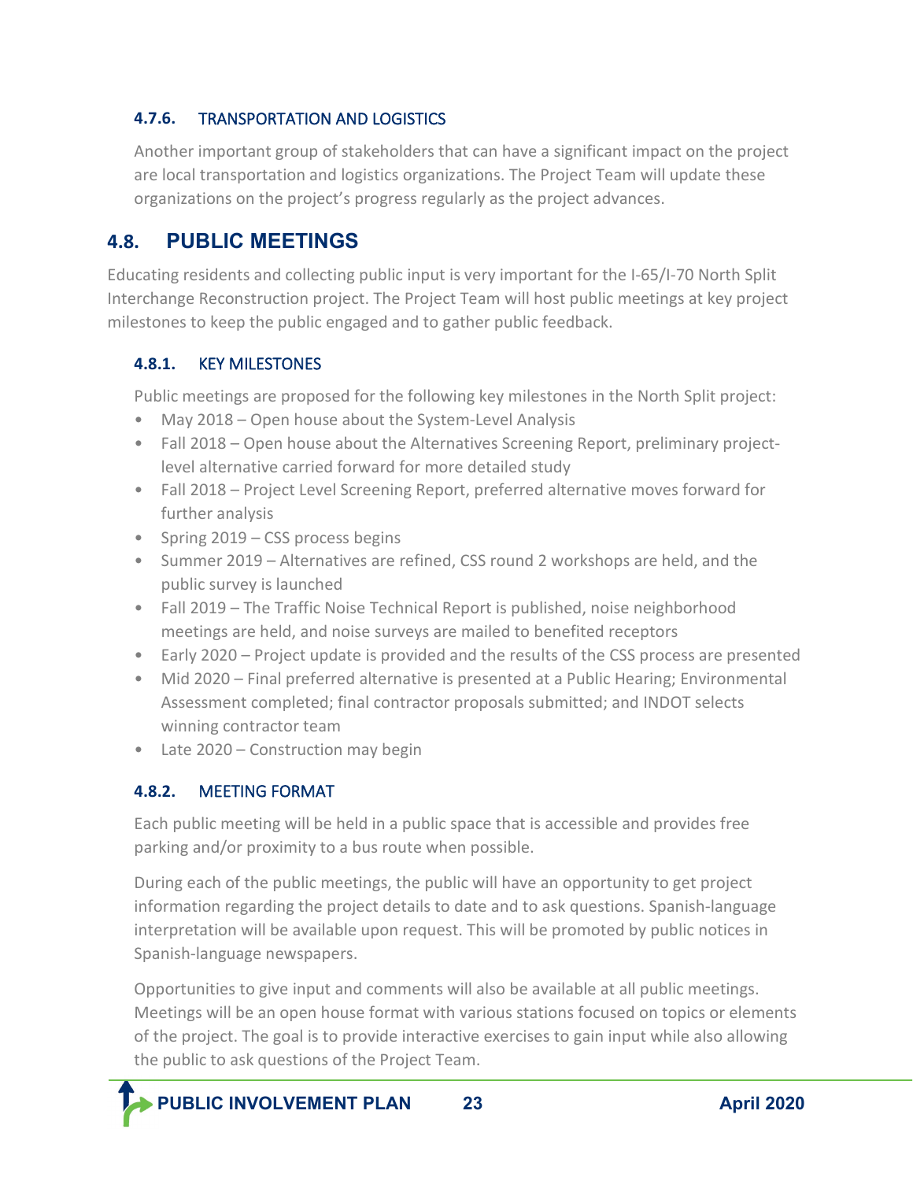#### 4.7.6. TRANSPORTATION AND LOGISTICS

Another important group of stakeholders that can have a significant impact on the project are local transportation and logistics organizations. The Project Team will update these organizations on the project's progress regularly as the project advances.

## 4.8. PUBLIC MEETINGS

Educating residents and collecting public input is very important for the I-65/I-70 North Split Interchange Reconstruction project. The Project Team will host public meetings at key project milestones to keep the public engaged and to gather public feedback.

#### 4.8.1. KEY MILESTONES

Public meetings are proposed for the following key milestones in the North Split project:

- May 2018 – Open house about the System-Level Analysis
- Fall 2018 – Open house about the Alternatives Screening Report, preliminary project-level alternative carried forward for more detailed study
- Fall 2018 – Project Level Screening Report, preferred alternative moves forward for further analysis
- Spring 2019 – CSS process begins
- Summer 2019 – Alternatives are refined, CSS round 2 workshops are held, and the public survey is launched
- Fall 2019 – The Traffic Noise Technical Report is published, noise neighborhood meetings are held, and noise surveys are mailed to benefited receptors
- Early 2020 – Project update is provided and the results of the CSS process are presented
- Mid 2020 – Final preferred alternative is presented at a Public Hearing; Environmental Assessment completed; final contractor proposals submitted; and INDOT selects winning contractor team
- Late 2020 – Construction may begin

#### 4.8.2. MEETING FORMAT

Each public meeting will be held in a public space that is accessible and provides free parking and/or proximity to a bus route when possible.

During each of the public meetings, the public will have an opportunity to get project information regarding the project details to date and to ask questions. Spanish-language interpretation will be available upon request. This will be promoted by public notices in Spanish-language newspapers.

Opportunities to give input and comments will also be available at all public meetings. Meetings will be an open house format with various stations focused on topics or elements of the project. The goal is to provide interactive exercises to gain input while also allowing the public to ask questions of the Project Team.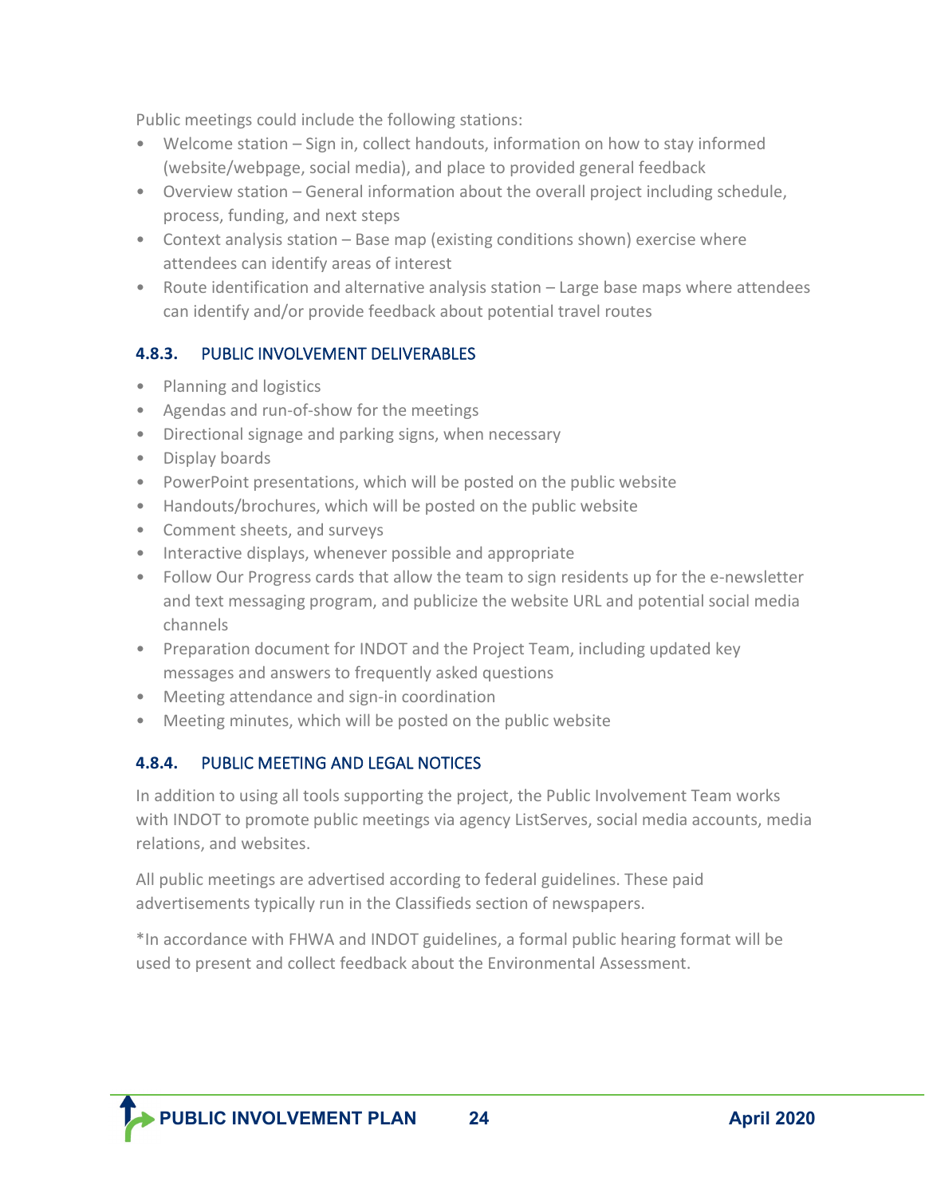Public meetings could include the following stations:

- Welcome station – Sign in, collect handouts, information on how to stay informed (website/webpage, social media), and place to provided general feedback
- Overview station – General information about the overall project including schedule, process, funding, and next steps
- Context analysis station – Base map (existing conditions shown) exercise where attendees can identify areas of interest
- Route identification and alternative analysis station – Large base maps where attendees can identify and/or provide feedback about potential travel routes

### 4.8.3. PUBLIC INVOLVEMENT DELIVERABLES

- Planning and logistics
- Agendas and run-of-show for the meetings
- Directional signage and parking signs, when necessary
- Display boards
- PowerPoint presentations, which will be posted on the public website
- Handouts/brochures, which will be posted on the public website
- Comment sheets, and surveys
- Interactive displays, whenever possible and appropriate
- Follow Our Progress cards that allow the team to sign residents up for the e-newsletter and text messaging program, and publicize the website URL and potential social media channels
- Preparation document for INDOT and the Project Team, including updated key messages and answers to frequently asked questions
- Meeting attendance and sign-in coordination
- Meeting minutes, which will be posted on the public website

### 4.8.4. PUBLIC MEETING AND LEGAL NOTICES

In addition to using all tools supporting the project, the Public Involvement Team works with INDOT to promote public meetings via agency ListServes, social media accounts, media relations, and websites.

All public meetings are advertised according to federal guidelines. These paid advertisements typically run in the Classifieds section of newspapers.

*In accordance with FHWA and INDOT guidelines, a formal public hearing format will be used to present and collect feedback about the Environmental Assessment.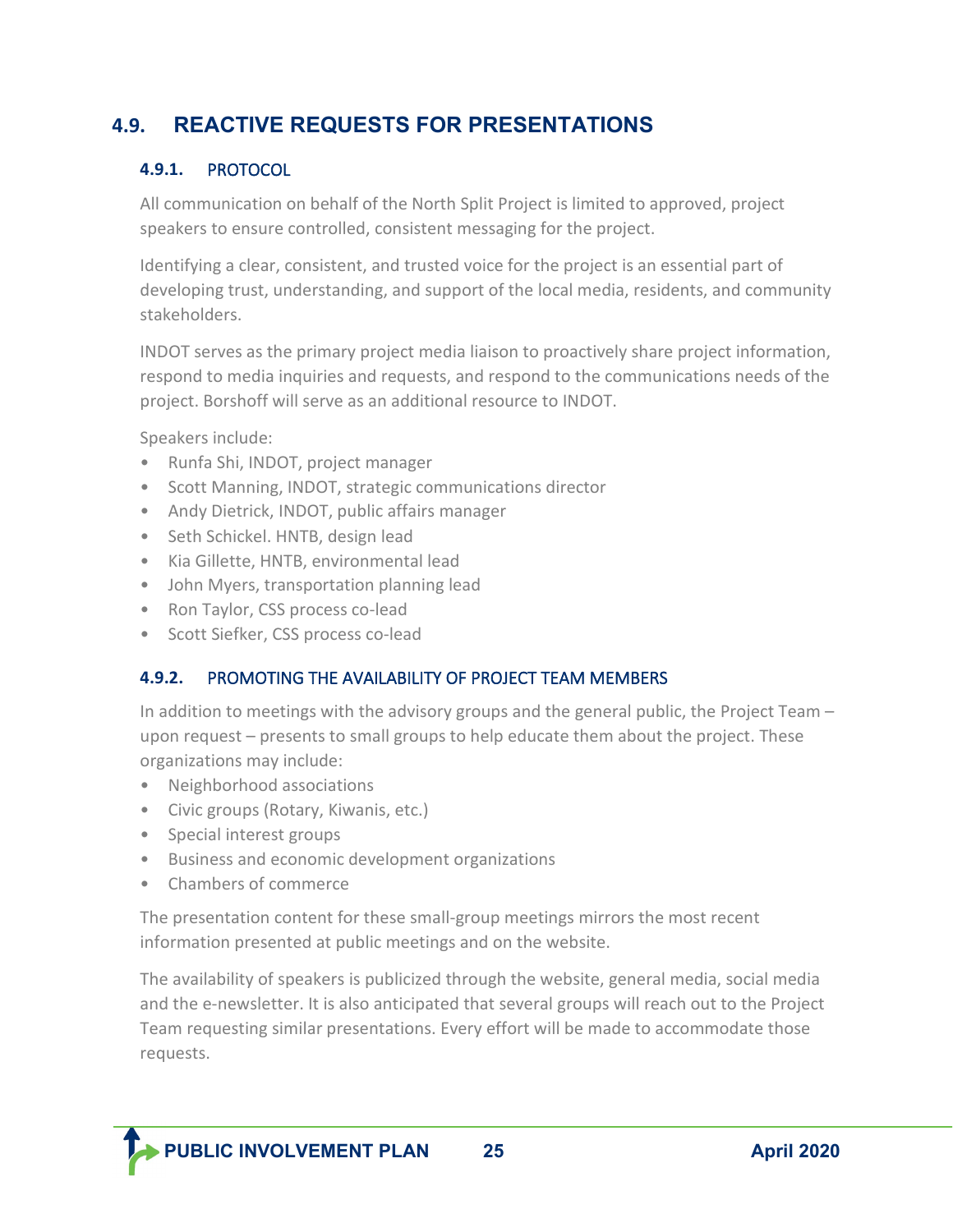## 4.9. REACTIVE REQUESTS FOR PRESENTATIONS

### 4.9.1. PROTOCOL

All communication on behalf of the North Split Project is limited to approved, project speakers to ensure controlled, consistent messaging for the project.

Identifying a clear, consistent, and trusted voice for the project is an essential part of developing trust, understanding, and support of the local media, residents, and community stakeholders.

INDOT serves as the primary project media liaison to proactively share project information, respond to media inquiries and requests, and respond to the communications needs of the project. Borshoff will serve as an additional resource to INDOT.

Speakers include:

- Runfa Shi, INDOT, project manager
- Scott Manning, INDOT, strategic communications director
- Andy Dietrick, INDOT, public affairs manager
- Seth Schickel. HNTB, design lead
- Kia Gillette, HNTB, environmental lead
- John Myers, transportation planning lead
- Ron Taylor, CSS process co-lead
- Scott Siefker, CSS process co-lead

### 4.9.2. PROMOTING THE AVAILABILITY OF PROJECT TEAM MEMBERS

In addition to meetings with the advisory groups and the general public, the Project Team – upon request – presents to small groups to help educate them about the project. These organizations may include:

- Neighborhood associations
- Civic groups (Rotary, Kiwanis, etc.)
- Special interest groups
- Business and economic development organizations
- Chambers of commerce

The presentation content for these small-group meetings mirrors the most recent information presented at public meetings and on the website.

The availability of speakers is publicized through the website, general media, social media and the e-newsletter. It is also anticipated that several groups will reach out to the Project Team requesting similar presentations. Every effort will be made to accommodate those requests.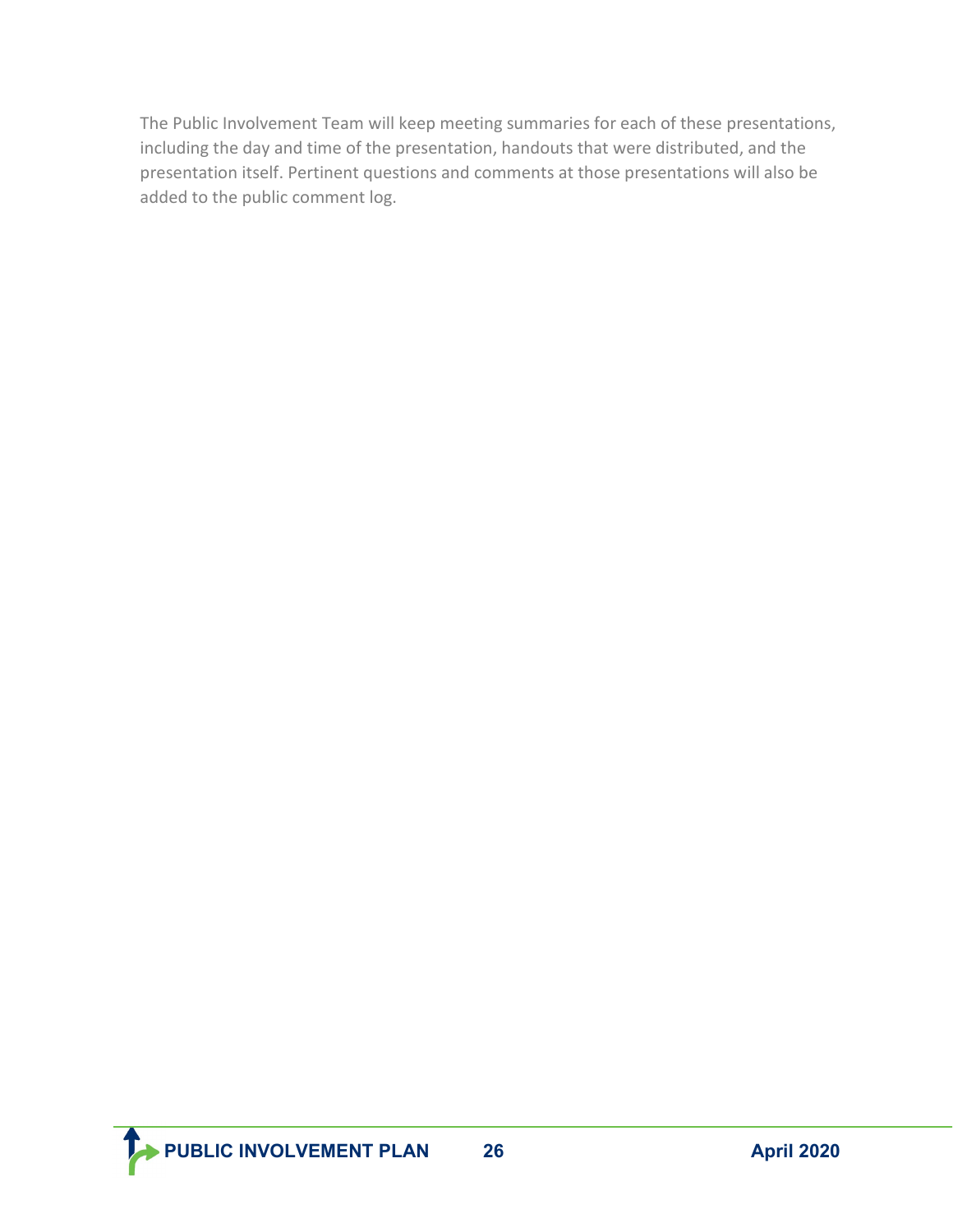The Public Involvement Team will keep meeting summaries for each of these presentations, including the day and time of the presentation, handouts that were distributed, and the presentation itself. Pertinent questions and comments at those presentations will also be added to the public comment log.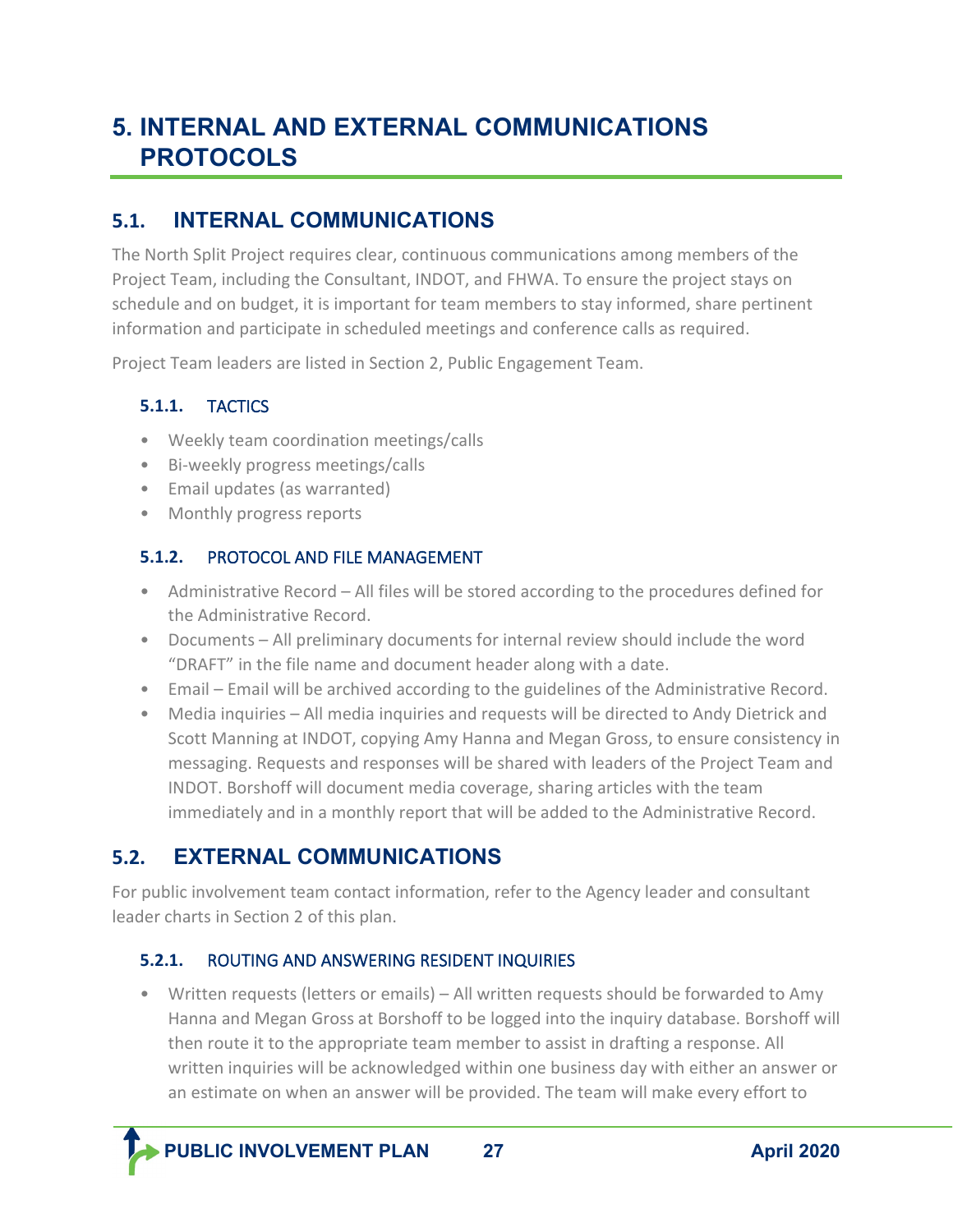# 5. INTERNAL AND EXTERNAL COMMUNICATIONS PROTOCOLS

## 5.1. INTERNAL COMMUNICATIONS

The North Split Project requires clear, continuous communications among members of the Project Team, including the Consultant, INDOT, and FHWA. To ensure the project stays on schedule and on budget, it is important for team members to stay informed, share pertinent information and participate in scheduled meetings and conference calls as required.

Project Team leaders are listed in Section 2, Public Engagement Team.

### 5.1.1. TACTICS

- Weekly team coordination meetings/calls
- Bi-weekly progress meetings/calls
- Email updates (as warranted)
- Monthly progress reports

### 5.1.2. PROTOCOL AND FILE MANAGEMENT

- Administrative Record – All files will be stored according to the procedures defined for the Administrative Record.
- Documents – All preliminary documents for internal review should include the word "DRAFT" in the file name and document header along with a date.
- Email – Email will be archived according to the guidelines of the Administrative Record.
- Media inquiries – All media inquiries and requests will be directed to Andy Dietrick and Scott Manning at INDOT, copying Amy Hanna and Megan Gross, to ensure consistency in messaging. Requests and responses will be shared with leaders of the Project Team and INDOT. Borshoff will document media coverage, sharing articles with the team immediately and in a monthly report that will be added to the Administrative Record.

## 5.2. EXTERNAL COMMUNICATIONS

For public involvement team contact information, refer to the Agency leader and consultant leader charts in Section 2 of this plan.

### 5.2.1. ROUTING AND ANSWERING RESIDENT INQUIRIES

- Written requests (letters or emails) – All written requests should be forwarded to Amy Hanna and Megan Gross at Borshoff to be logged into the inquiry database. Borshoff will then route it to the appropriate team member to assist in drafting a response. All written inquiries will be acknowledged within one business day with either an answer or an estimate on when an answer will be provided. The team will make every effort to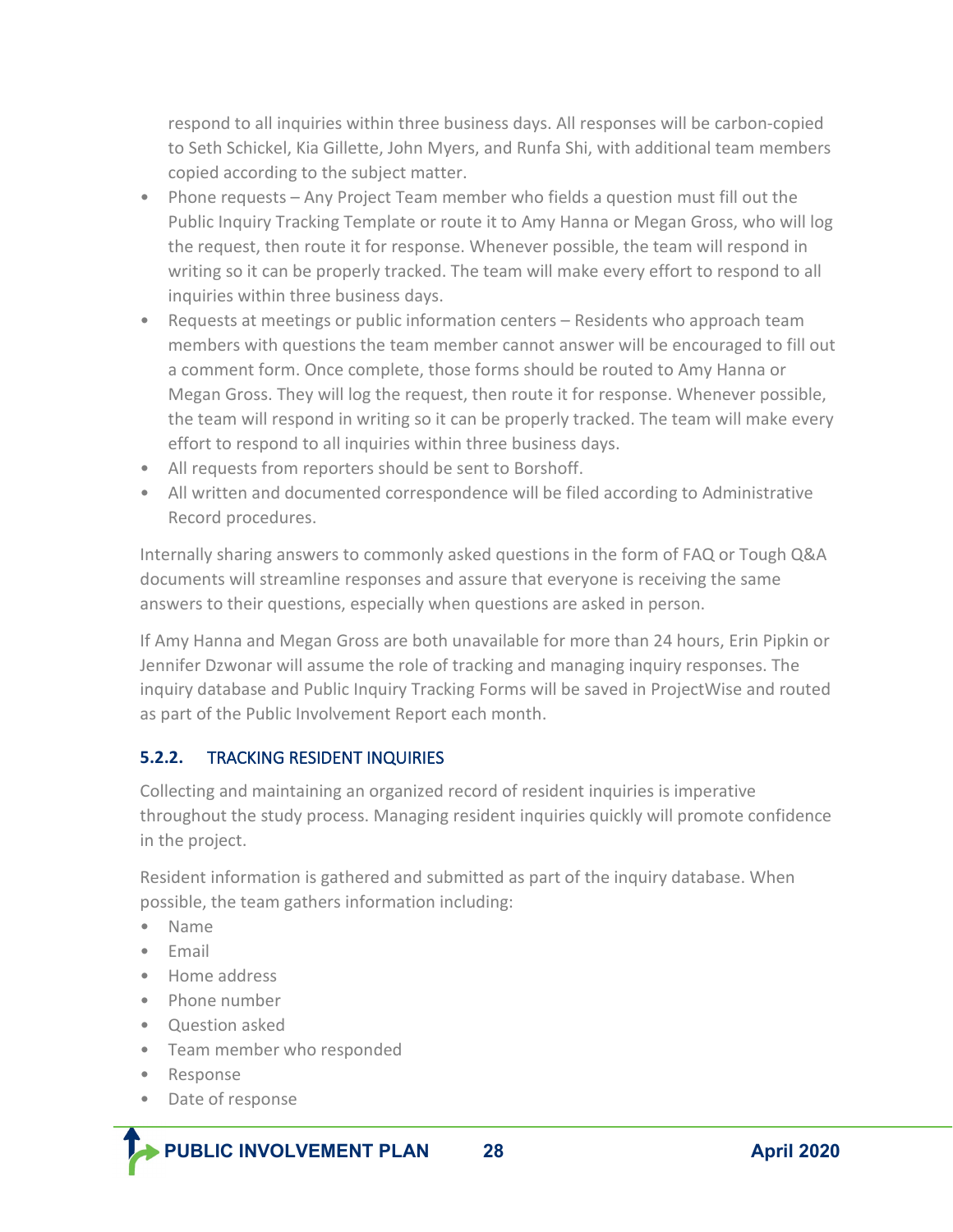respond to all inquiries within three business days. All responses will be carbon-copied to Seth Schickel, Kia Gillette, John Myers, and Runfa Shi, with additional team members copied according to the subject matter.

- Phone requests – Any Project Team member who fields a question must fill out the Public Inquiry Tracking Template or route it to Amy Hanna or Megan Gross, who will log the request, then route it for response. Whenever possible, the team will respond in writing so it can be properly tracked. The team will make every effort to respond to all inquiries within three business days.
- Requests at meetings or public information centers – Residents who approach team members with questions the team member cannot answer will be encouraged to fill out a comment form. Once complete, those forms should be routed to Amy Hanna or Megan Gross. They will log the request, then route it for response. Whenever possible, the team will respond in writing so it can be properly tracked. The team will make every effort to respond to all inquiries within three business days.
- All requests from reporters should be sent to Borshoff.
- All written and documented correspondence will be filed according to Administrative Record procedures.

Internally sharing answers to commonly asked questions in the form of FAQ or Tough Q&A documents will streamline responses and assure that everyone is receiving the same answers to their questions, especially when questions are asked in person.

If Amy Hanna and Megan Gross are both unavailable for more than 24 hours, Erin Pipkin or Jennifer Dzwonar will assume the role of tracking and managing inquiry responses. The inquiry database and Public Inquiry Tracking Forms will be saved in ProjectWise and routed as part of the Public Involvement Report each month.

### 5.2.2. TRACKING RESIDENT INQUIRIES

Collecting and maintaining an organized record of resident inquiries is imperative throughout the study process. Managing resident inquiries quickly will promote confidence in the project.

Resident information is gathered and submitted as part of the inquiry database. When possible, the team gathers information including:

- Name
- Email
- Home address
- Phone number
- Question asked
- Team member who responded
- Response
- Date of response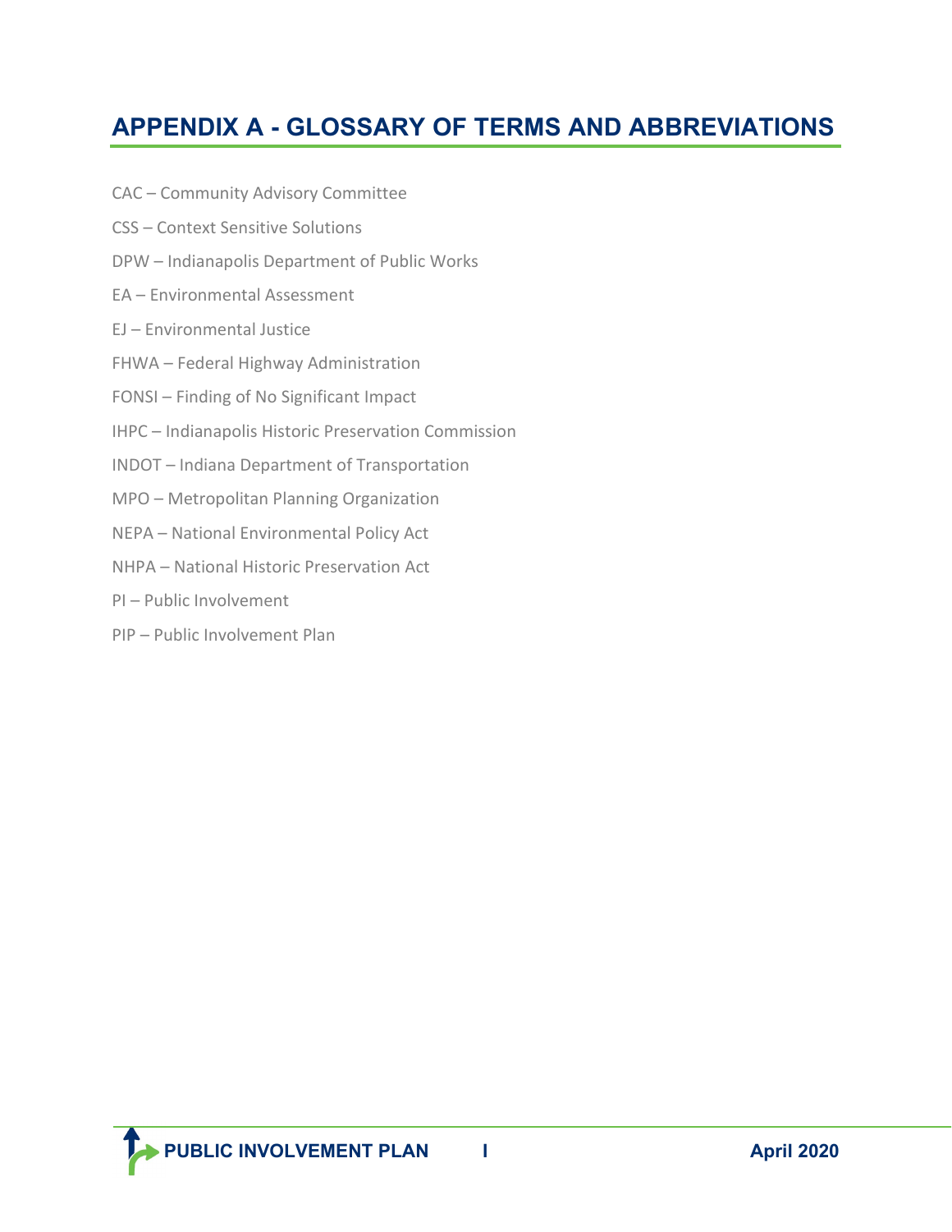# APPENDIX A - GLOSSARY OF TERMS AND ABBREVIATIONS

CAC – Community Advisory Committee

CSS – Context Sensitive Solutions

DPW – Indianapolis Department of Public Works

EA – Environmental Assessment

EJ – Environmental Justice

FHWA – Federal Highway Administration

FONSI – Finding of No Significant Impact

IHPC – Indianapolis Historic Preservation Commission

INDOT – Indiana Department of Transportation

MPO – Metropolitan Planning Organization

NEPA – National Environmental Policy Act

NHPA – National Historic Preservation Act

PI – Public Involvement

PIP – Public Involvement Plan